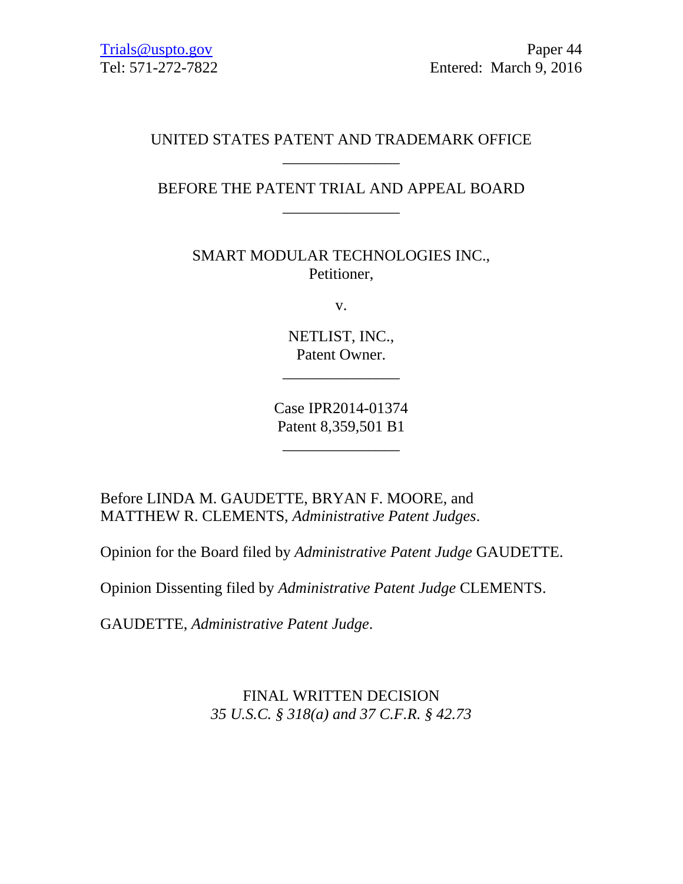Trials@uspto.gov
Tel: 571-272-7822

Paper 44
Entered: March 9, 2016

UNITED STATES PATENT AND TRADEMARK OFFICE

_______________

BEFORE THE PATENT TRIAL AND APPEAL BOARD

_______________

SMART MODULAR TECHNOLOGIES INC.,
Petitioner,

v.

NETLIST, INC.,
Patent Owner.

_______________

Case IPR2014-01374
Patent 8,359,501 B1

_______________

Before LINDA M. GAUDETTE, BRYAN F. MOORE, and MATTHEW R. CLEMENTS, *Administrative Patent Judges*.

Opinion for the Board filed by *Administrative Patent Judge* GAUDETTE.

Opinion Dissenting filed by *Administrative Patent Judge* CLEMENTS.

GAUDETTE, *Administrative Patent Judge*.

FINAL WRITTEN DECISION
*35 U.S.C. § 318(a) and 37 C.F.R. § 42.73*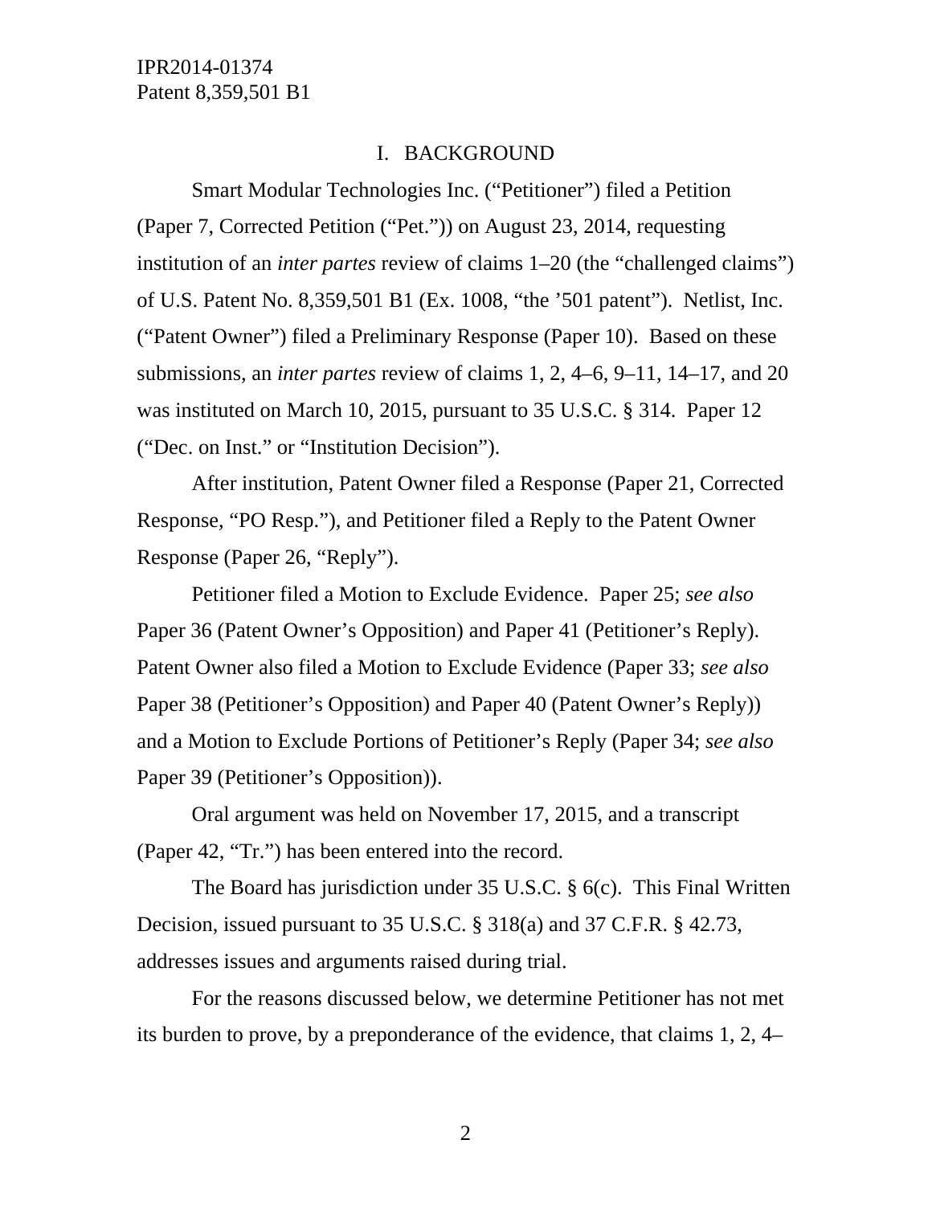## I. BACKGROUND

Smart Modular Technologies Inc. ("Petitioner") filed a Petition (Paper 7, Corrected Petition ("Pet.")) on August 23, 2014, requesting institution of an *inter partes* review of claims 1–20 (the "challenged claims") of U.S. Patent No. 8,359,501 B1 (Ex. 1008, "the '501 patent"). Netlist, Inc. ("Patent Owner") filed a Preliminary Response (Paper 10). Based on these submissions, an *inter partes* review of claims 1, 2, 4–6, 9–11, 14–17, and 20 was instituted on March 10, 2015, pursuant to 35 U.S.C. § 314. Paper 12 ("Dec. on Inst." or "Institution Decision").

After institution, Patent Owner filed a Response (Paper 21, Corrected Response, "PO Resp."), and Petitioner filed a Reply to the Patent Owner Response (Paper 26, "Reply").

Petitioner filed a Motion to Exclude Evidence. Paper 25; *see also* Paper 36 (Patent Owner's Opposition) and Paper 41 (Petitioner's Reply). Patent Owner also filed a Motion to Exclude Evidence (Paper 33; *see also* Paper 38 (Petitioner's Opposition) and Paper 40 (Patent Owner's Reply)) and a Motion to Exclude Portions of Petitioner's Reply (Paper 34; *see also* Paper 39 (Petitioner's Opposition)).

Oral argument was held on November 17, 2015, and a transcript (Paper 42, "Tr.") has been entered into the record.

The Board has jurisdiction under 35 U.S.C. § 6(c). This Final Written Decision, issued pursuant to 35 U.S.C. § 318(a) and 37 C.F.R. § 42.73, addresses issues and arguments raised during trial.

For the reasons discussed below, we determine Petitioner has not met its burden to prove, by a preponderance of the evidence, that claims 1, 2, 4–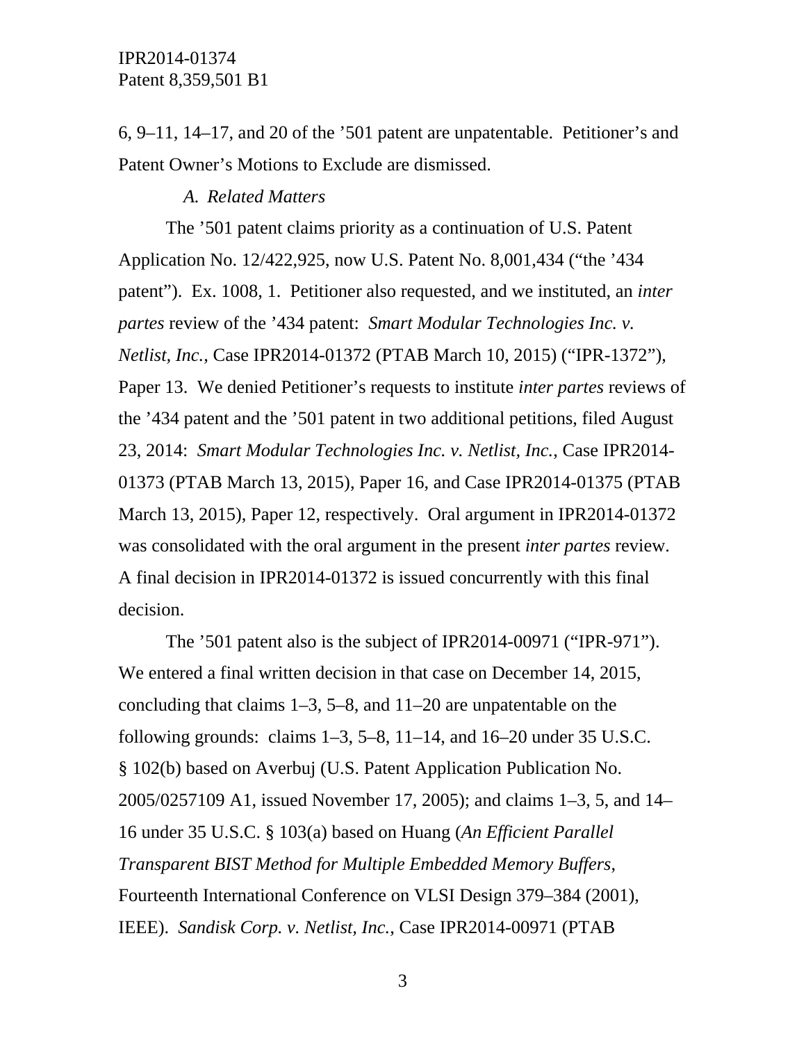6, 9–11, 14–17, and 20 of the ’501 patent are unpatentable. Petitioner’s and Patent Owner’s Motions to Exclude are dismissed.

### *A. Related Matters*

The ’501 patent claims priority as a continuation of U.S. Patent Application No. 12/422,925, now U.S. Patent No. 8,001,434 (“the ’434 patent”). Ex. 1008, 1. Petitioner also requested, and we instituted, an *inter partes* review of the ’434 patent: *Smart Modular Technologies Inc. v. Netlist, Inc.*, Case IPR2014-01372 (PTAB March 10, 2015) (“IPR-1372”), Paper 13. We denied Petitioner’s requests to institute *inter partes* reviews of the ’434 patent and the ’501 patent in two additional petitions, filed August 23, 2014: *Smart Modular Technologies Inc. v. Netlist, Inc.*, Case IPR2014-01373 (PTAB March 13, 2015), Paper 16, and Case IPR2014-01375 (PTAB March 13, 2015), Paper 12, respectively. Oral argument in IPR2014-01372 was consolidated with the oral argument in the present *inter partes* review. A final decision in IPR2014-01372 is issued concurrently with this final decision.

The ’501 patent also is the subject of IPR2014-00971 (“IPR-971”). We entered a final written decision in that case on December 14, 2015, concluding that claims 1–3, 5–8, and 11–20 are unpatentable on the following grounds: claims 1–3, 5–8, 11–14, and 16–20 under 35 U.S.C. § 102(b) based on Averbuj (U.S. Patent Application Publication No. 2005/0257109 A1, issued November 17, 2005); and claims 1–3, 5, and 14–16 under 35 U.S.C. § 103(a) based on Huang (*An Efficient Parallel Transparent BIST Method for Multiple Embedded Memory Buffers*, Fourteenth International Conference on VLSI Design 379–384 (2001), IEEE). *Sandisk Corp. v. Netlist, Inc.*, Case IPR2014-00971 (PTAB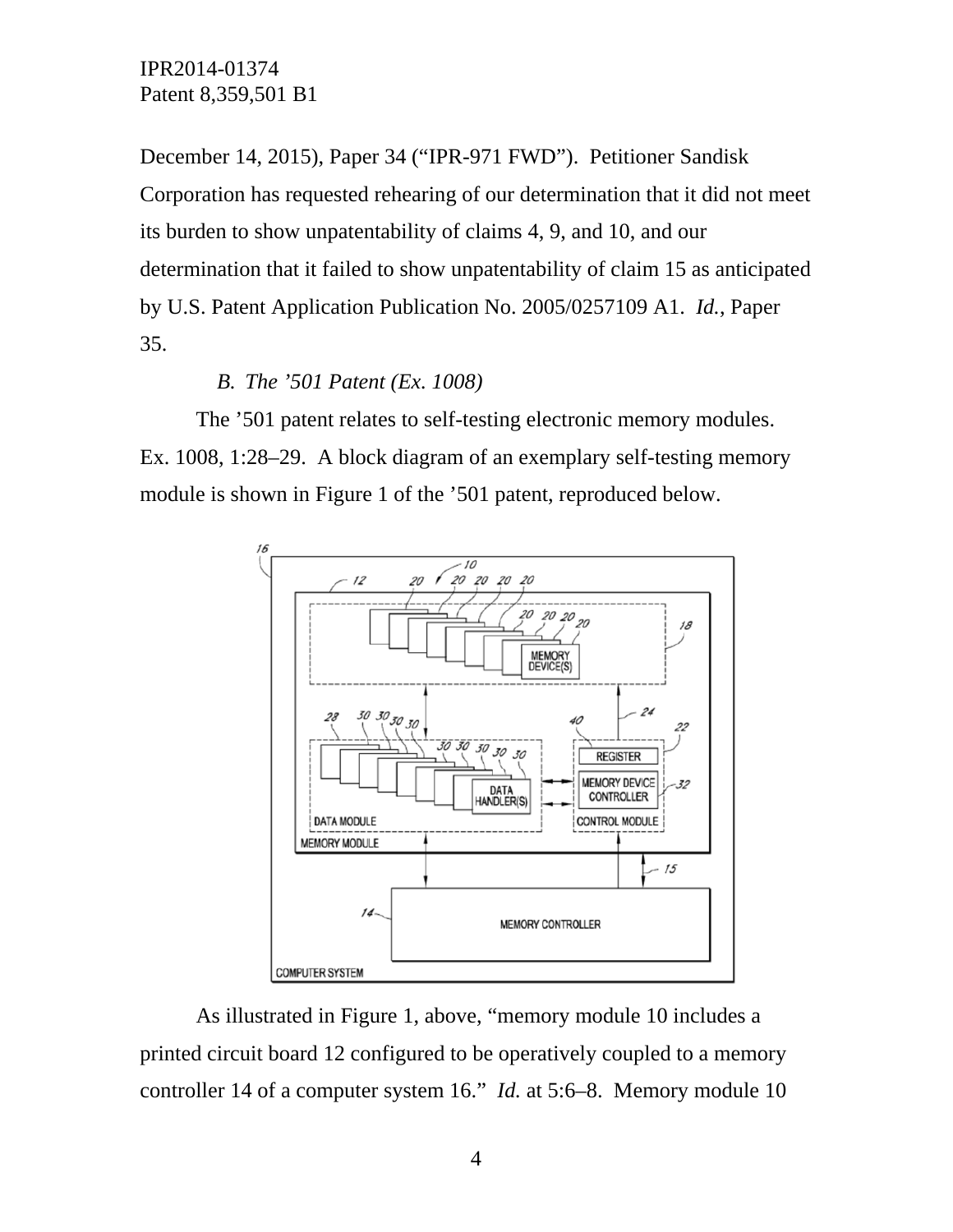December 14, 2015), Paper 34 (“IPR-971 FWD”). Petitioner Sandisk Corporation has requested rehearing of our determination that it did not meet its burden to show unpatentability of claims 4, 9, and 10, and our determination that it failed to show unpatentability of claim 15 as anticipated by U.S. Patent Application Publication No. 2005/0257109 A1. *Id.*, Paper 35.

### *B. The ’501 Patent (Ex. 1008)*

The ’501 patent relates to self-testing electronic memory modules. Ex. 1008, 1:28–29. A block diagram of an exemplary self-testing memory module is shown in Figure 1 of the ’501 patent, reproduced below.

As illustrated in Figure 1, above, “memory module 10 includes a printed circuit board 12 configured to be operatively coupled to a memory controller 14 of a computer system 16.” *Id.* at 5:6–8. Memory module 10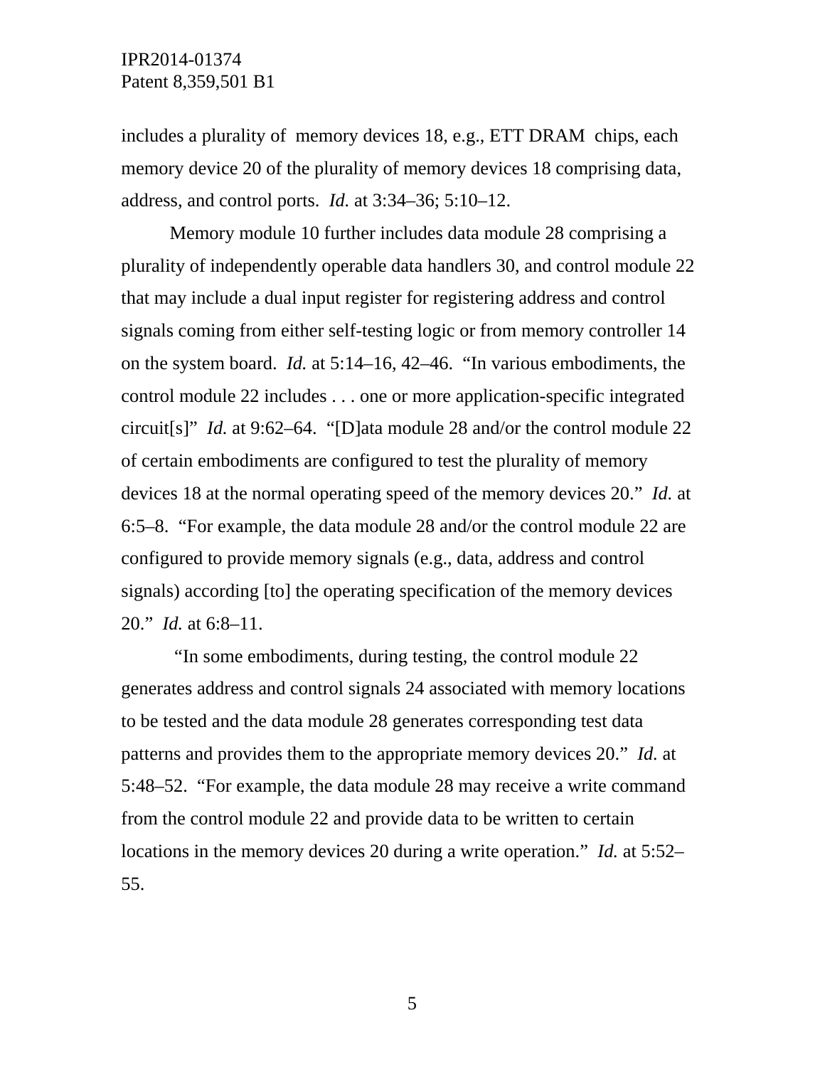includes a plurality of memory devices 18, e.g., ETT DRAM chips, each memory device 20 of the plurality of memory devices 18 comprising data, address, and control ports. *Id.* at 3:34–36; 5:10–12.

Memory module 10 further includes data module 28 comprising a plurality of independently operable data handlers 30, and control module 22 that may include a dual input register for registering address and control signals coming from either self-testing logic or from memory controller 14 on the system board. *Id.* at 5:14–16, 42–46. "In various embodiments, the control module 22 includes . . . one or more application-specific integrated circuit[s]" *Id.* at 9:62–64. "[D]ata module 28 and/or the control module 22 of certain embodiments are configured to test the plurality of memory devices 18 at the normal operating speed of the memory devices 20." *Id.* at 6:5–8. "For example, the data module 28 and/or the control module 22 are configured to provide memory signals (e.g., data, address and control signals) according [to] the operating specification of the memory devices 20." *Id.* at 6:8–11.

"In some embodiments, during testing, the control module 22 generates address and control signals 24 associated with memory locations to be tested and the data module 28 generates corresponding test data patterns and provides them to the appropriate memory devices 20." *Id.* at 5:48–52. "For example, the data module 28 may receive a write command from the control module 22 and provide data to be written to certain locations in the memory devices 20 during a write operation." *Id.* at 5:52–55.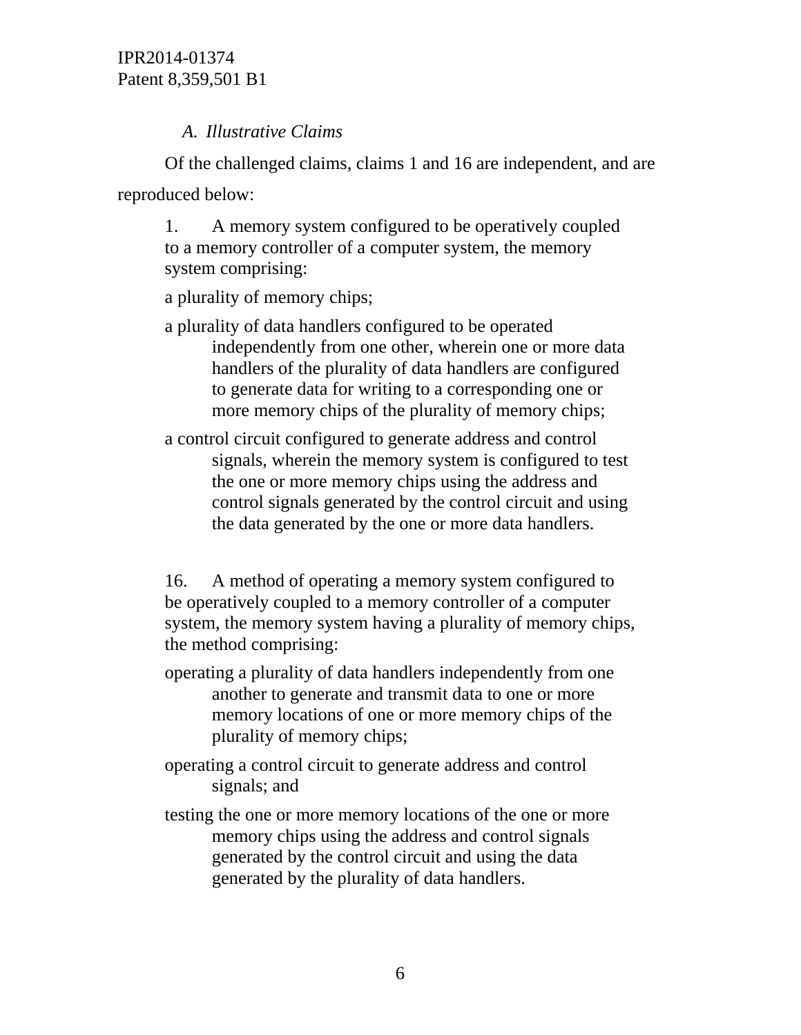### *A. Illustrative Claims*

Of the challenged claims, claims 1 and 16 are independent, and are reproduced below:

> 1. A memory system configured to be operatively coupled to a memory controller of a computer system, the memory system comprising:
>
> a plurality of memory chips;
>
> a plurality of data handlers configured to be operated independently from one other, wherein one or more data handlers of the plurality of data handlers are configured to generate data for writing to a corresponding one or more memory chips of the plurality of memory chips;
>
> a control circuit configured to generate address and control signals, wherein the memory system is configured to test the one or more memory chips using the address and control signals generated by the control circuit and using the data generated by the one or more data handlers.

> 16. A method of operating a memory system configured to be operatively coupled to a memory controller of a computer system, the memory system having a plurality of memory chips, the method comprising:
>
> operating a plurality of data handlers independently from one another to generate and transmit data to one or more memory locations of one or more memory chips of the plurality of memory chips;
>
> operating a control circuit to generate address and control signals; and
>
> testing the one or more memory locations of the one or more memory chips using the address and control signals generated by the control circuit and using the data generated by the plurality of data handlers.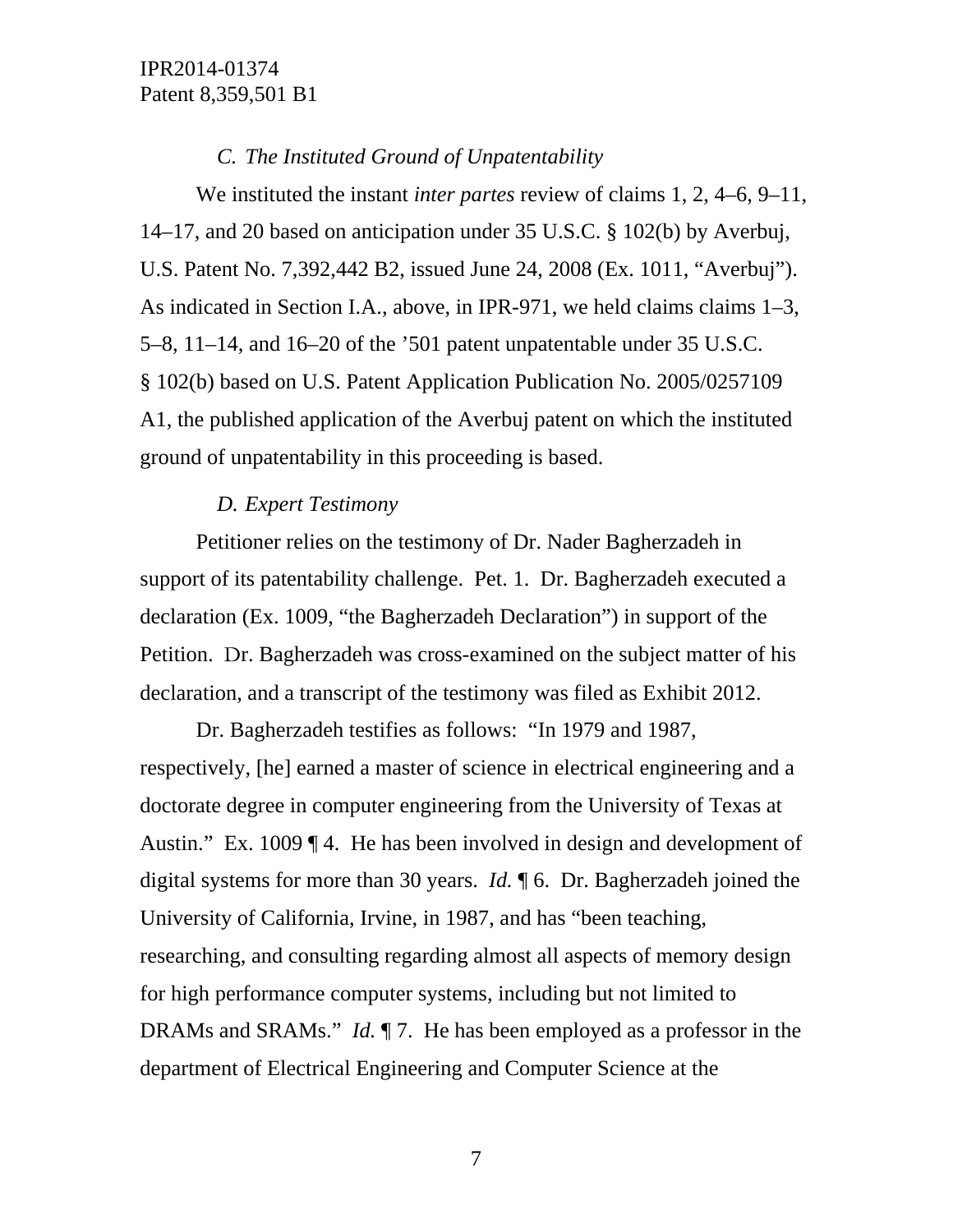### *C. The Instituted Ground of Unpatentability*

We instituted the instant *inter partes* review of claims 1, 2, 4–6, 9–11, 14–17, and 20 based on anticipation under 35 U.S.C. § 102(b) by Averbuj, U.S. Patent No. 7,392,442 B2, issued June 24, 2008 (Ex. 1011, "Averbuj"). As indicated in Section I.A., above, in IPR-971, we held claims claims 1–3, 5–8, 11–14, and 16–20 of the '501 patent unpatentable under 35 U.S.C. § 102(b) based on U.S. Patent Application Publication No. 2005/0257109 A1, the published application of the Averbuj patent on which the instituted ground of unpatentability in this proceeding is based.

### *D. Expert Testimony*

Petitioner relies on the testimony of Dr. Nader Bagherzadeh in support of its patentability challenge. Pet. 1. Dr. Bagherzadeh executed a declaration (Ex. 1009, "the Bagherzadeh Declaration") in support of the Petition. Dr. Bagherzadeh was cross-examined on the subject matter of his declaration, and a transcript of the testimony was filed as Exhibit 2012.

Dr. Bagherzadeh testifies as follows: "In 1979 and 1987, respectively, [he] earned a master of science in electrical engineering and a doctorate degree in computer engineering from the University of Texas at Austin." Ex. 1009 ¶ 4. He has been involved in design and development of digital systems for more than 30 years. *Id.* ¶ 6. Dr. Bagherzadeh joined the University of California, Irvine, in 1987, and has "been teaching, researching, and consulting regarding almost all aspects of memory design for high performance computer systems, including but not limited to DRAMs and SRAMs." *Id.* ¶ 7. He has been employed as a professor in the department of Electrical Engineering and Computer Science at the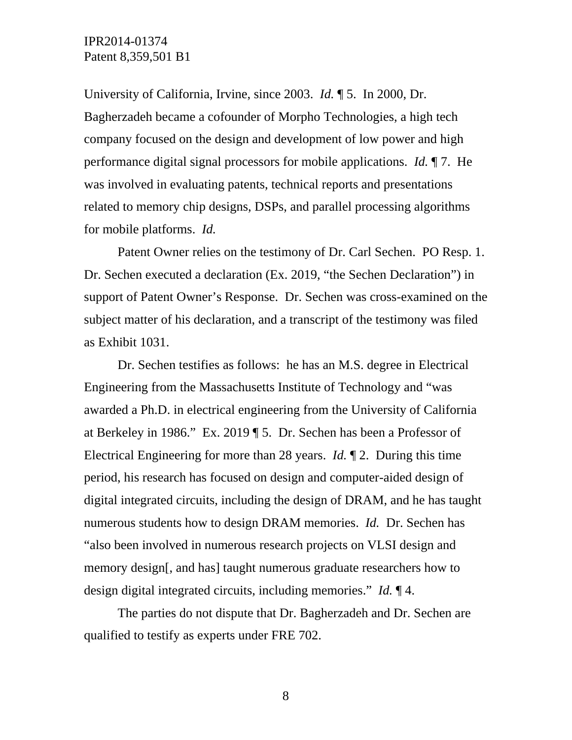University of California, Irvine, since 2003. *Id.* ¶ 5. In 2000, Dr. Bagherzadeh became a cofounder of Morpho Technologies, a high tech company focused on the design and development of low power and high performance digital signal processors for mobile applications. *Id.* ¶ 7. He was involved in evaluating patents, technical reports and presentations related to memory chip designs, DSPs, and parallel processing algorithms for mobile platforms. *Id.*

Patent Owner relies on the testimony of Dr. Carl Sechen. PO Resp. 1. Dr. Sechen executed a declaration (Ex. 2019, "the Sechen Declaration") in support of Patent Owner's Response. Dr. Sechen was cross-examined on the subject matter of his declaration, and a transcript of the testimony was filed as Exhibit 1031.

Dr. Sechen testifies as follows: he has an M.S. degree in Electrical Engineering from the Massachusetts Institute of Technology and "was awarded a Ph.D. in electrical engineering from the University of California at Berkeley in 1986." Ex. 2019 ¶ 5. Dr. Sechen has been a Professor of Electrical Engineering for more than 28 years. *Id.* ¶ 2. During this time period, his research has focused on design and computer-aided design of digital integrated circuits, including the design of DRAM, and he has taught numerous students how to design DRAM memories. *Id.* Dr. Sechen has "also been involved in numerous research projects on VLSI design and memory design[, and has] taught numerous graduate researchers how to design digital integrated circuits, including memories." *Id.* ¶ 4.

The parties do not dispute that Dr. Bagherzadeh and Dr. Sechen are qualified to testify as experts under FRE 702.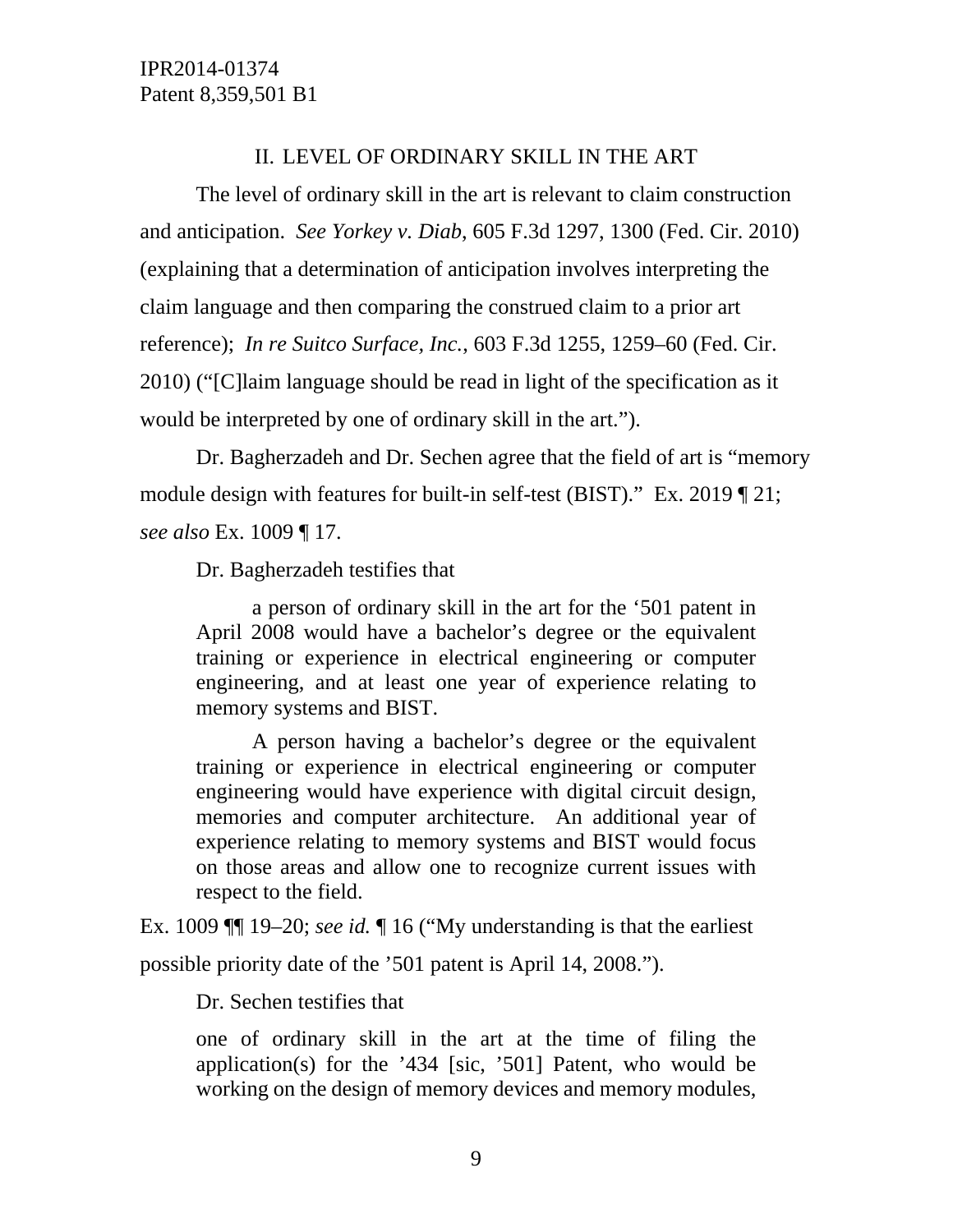## II. LEVEL OF ORDINARY SKILL IN THE ART

The level of ordinary skill in the art is relevant to claim construction and anticipation. *See Yorkey v. Diab*, 605 F.3d 1297, 1300 (Fed. Cir. 2010) (explaining that a determination of anticipation involves interpreting the claim language and then comparing the construed claim to a prior art reference); *In re Suitco Surface, Inc.*, 603 F.3d 1255, 1259–60 (Fed. Cir. 2010) ("[C]laim language should be read in light of the specification as it would be interpreted by one of ordinary skill in the art.").

Dr. Bagherzadeh and Dr. Sechen agree that the field of art is "memory module design with features for built-in self-test (BIST)." Ex. 2019 ¶ 21; *see also* Ex. 1009 ¶ 17.

Dr. Bagherzadeh testifies that

> a person of ordinary skill in the art for the '501 patent in April 2008 would have a bachelor's degree or the equivalent training or experience in electrical engineering or computer engineering, and at least one year of experience relating to memory systems and BIST.
>
> A person having a bachelor's degree or the equivalent training or experience in electrical engineering or computer engineering would have experience with digital circuit design, memories and computer architecture. An additional year of experience relating to memory systems and BIST would focus on those areas and allow one to recognize current issues with respect to the field.

Ex. 1009 ¶¶ 19–20; *see id.* ¶ 16 ("My understanding is that the earliest possible priority date of the '501 patent is April 14, 2008.").

Dr. Sechen testifies that

> one of ordinary skill in the art at the time of filing the application(s) for the '434 [sic, '501] Patent, who would be working on the design of memory devices and memory modules,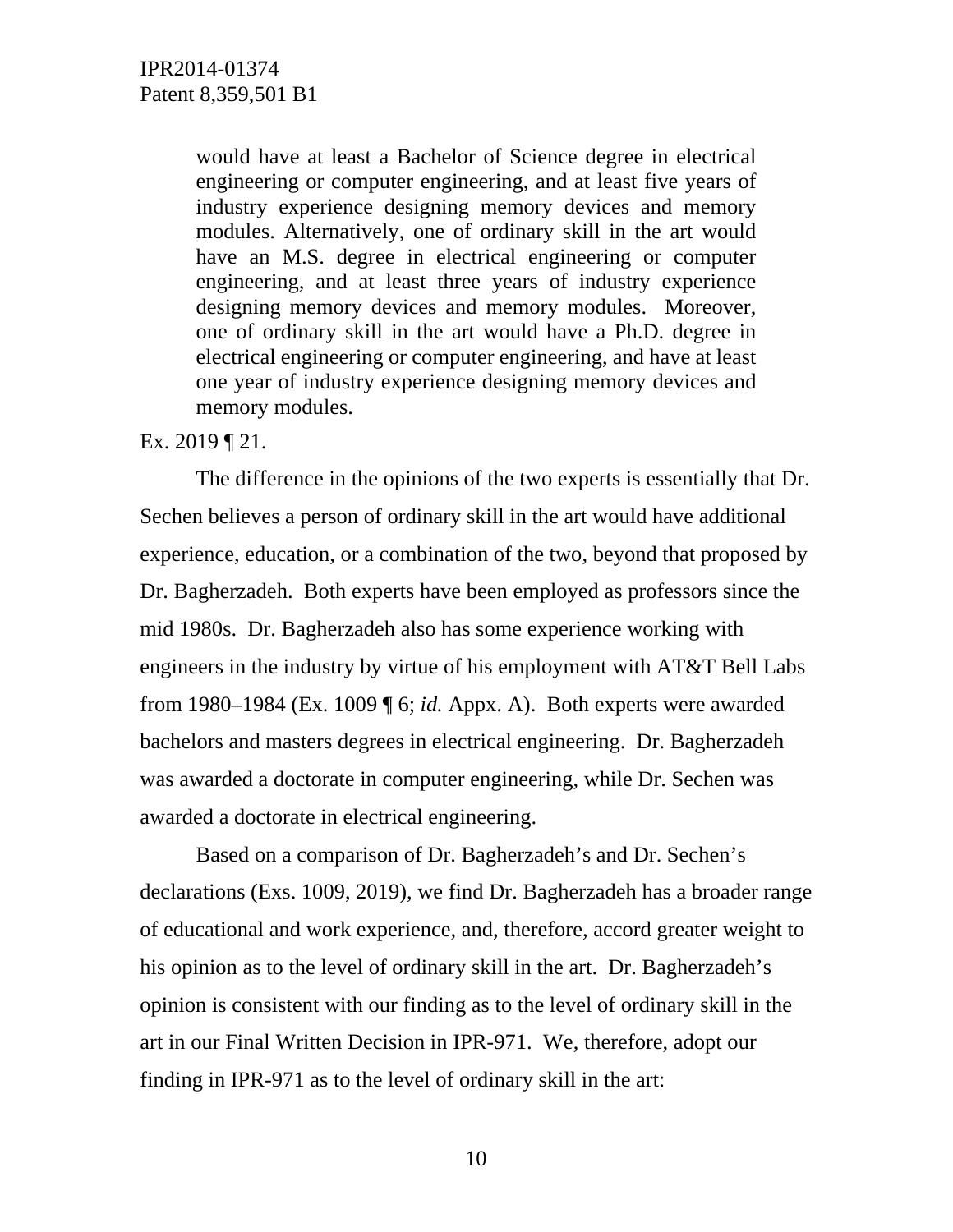> would have at least a Bachelor of Science degree in electrical engineering or computer engineering, and at least five years of industry experience designing memory devices and memory modules. Alternatively, one of ordinary skill in the art would have an M.S. degree in electrical engineering or computer engineering, and at least three years of industry experience designing memory devices and memory modules. Moreover, one of ordinary skill in the art would have a Ph.D. degree in electrical engineering or computer engineering, and have at least one year of industry experience designing memory devices and memory modules.

Ex. 2019 ¶ 21.

The difference in the opinions of the two experts is essentially that Dr. Sechen believes a person of ordinary skill in the art would have additional experience, education, or a combination of the two, beyond that proposed by Dr. Bagherzadeh. Both experts have been employed as professors since the mid 1980s. Dr. Bagherzadeh also has some experience working with engineers in the industry by virtue of his employment with AT&T Bell Labs from 1980–1984 (Ex. 1009 ¶ 6; *id.* Appx. A). Both experts were awarded bachelors and masters degrees in electrical engineering. Dr. Bagherzadeh was awarded a doctorate in computer engineering, while Dr. Sechen was awarded a doctorate in electrical engineering.

Based on a comparison of Dr. Bagherzadeh's and Dr. Sechen's declarations (Exs. 1009, 2019), we find Dr. Bagherzadeh has a broader range of educational and work experience, and, therefore, accord greater weight to his opinion as to the level of ordinary skill in the art. Dr. Bagherzadeh's opinion is consistent with our finding as to the level of ordinary skill in the art in our Final Written Decision in IPR-971. We, therefore, adopt our finding in IPR-971 as to the level of ordinary skill in the art: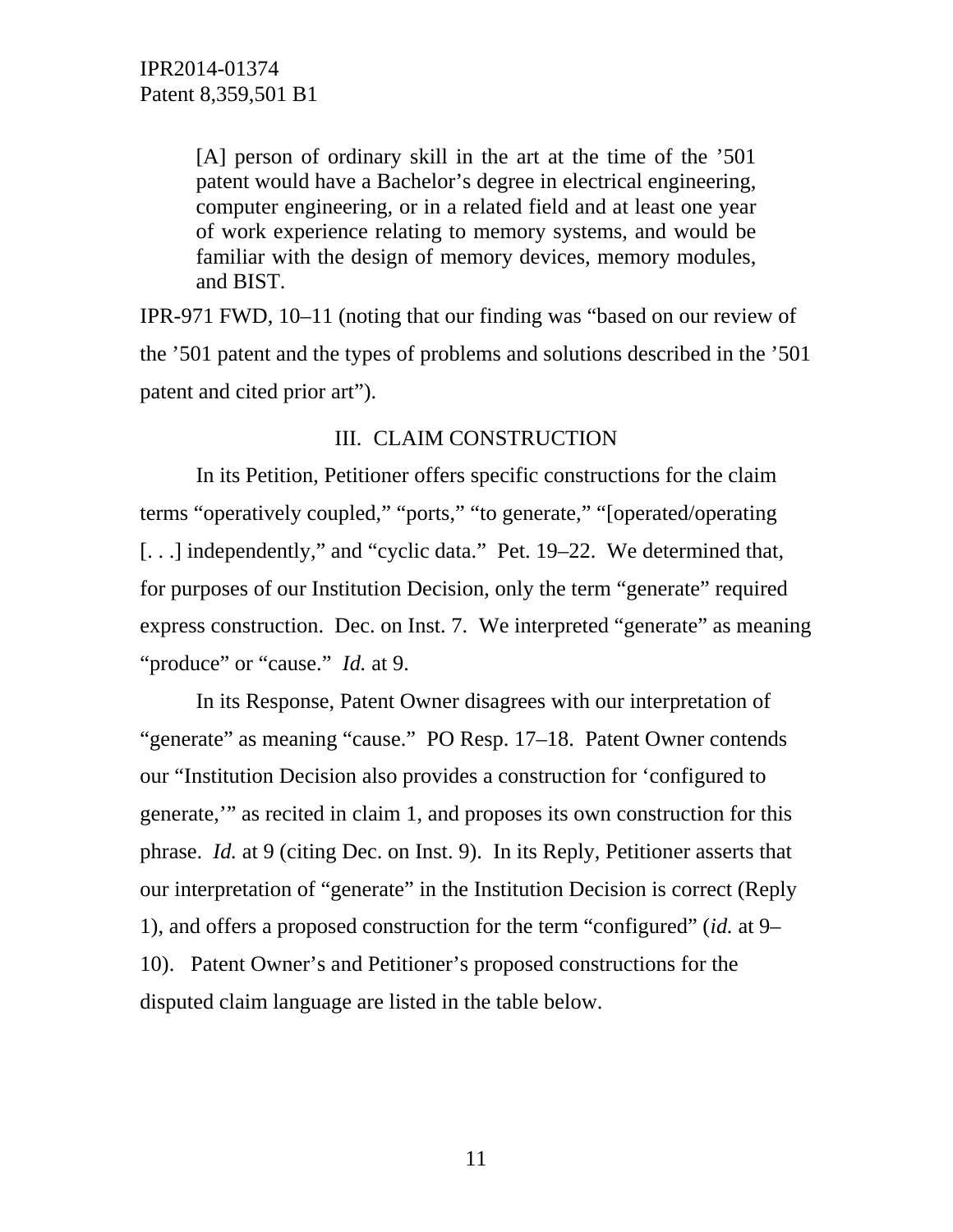> [A] person of ordinary skill in the art at the time of the '501 patent would have a Bachelor's degree in electrical engineering, computer engineering, or in a related field and at least one year of work experience relating to memory systems, and would be familiar with the design of memory devices, memory modules, and BIST.

IPR-971 FWD, 10–11 (noting that our finding was "based on our review of the '501 patent and the types of problems and solutions described in the '501 patent and cited prior art").

## III. CLAIM CONSTRUCTION

In its Petition, Petitioner offers specific constructions for the claim terms "operatively coupled," "ports," "to generate," "[operated/operating [. . .] independently," and "cyclic data." Pet. 19–22. We determined that, for purposes of our Institution Decision, only the term "generate" required express construction. Dec. on Inst. 7. We interpreted "generate" as meaning "produce" or "cause." *Id.* at 9.

In its Response, Patent Owner disagrees with our interpretation of "generate" as meaning "cause." PO Resp. 17–18. Patent Owner contends our "Institution Decision also provides a construction for 'configured to generate,'" as recited in claim 1, and proposes its own construction for this phrase. *Id.* at 9 (citing Dec. on Inst. 9). In its Reply, Petitioner asserts that our interpretation of "generate" in the Institution Decision is correct (Reply 1), and offers a proposed construction for the term "configured" (*id.* at 9–10). Patent Owner's and Petitioner's proposed constructions for the disputed claim language are listed in the table below.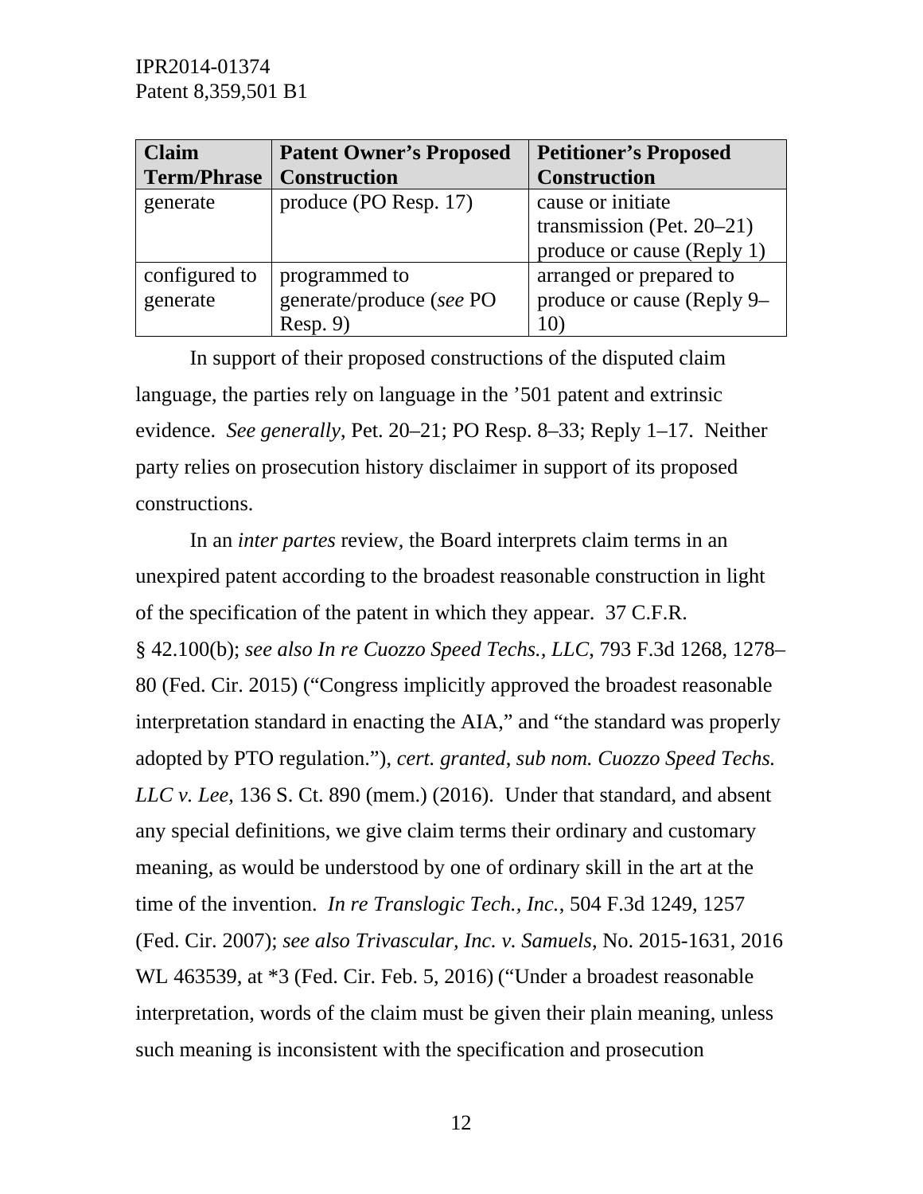| **Claim Term/Phrase** | **Patent Owner's Proposed Construction** | **Petitioner's Proposed Construction** |
| --- | --- | --- |
| generate | produce (PO Resp. 17) | cause or initiate transmission (Pet. 20–21)<br>produce or cause (Reply 1) |
| configured to generate | programmed to generate/produce (*see* PO Resp. 9) | arranged or prepared to produce or cause (Reply 9–10) |

In support of their proposed constructions of the disputed claim language, the parties rely on language in the '501 patent and extrinsic evidence. *See generally*, Pet. 20–21; PO Resp. 8–33; Reply 1–17. Neither party relies on prosecution history disclaimer in support of its proposed constructions.

In an *inter partes* review, the Board interprets claim terms in an unexpired patent according to the broadest reasonable construction in light of the specification of the patent in which they appear. 37 C.F.R. § 42.100(b); *see also In re Cuozzo Speed Techs., LLC*, 793 F.3d 1268, 1278–80 (Fed. Cir. 2015) ("Congress implicitly approved the broadest reasonable interpretation standard in enacting the AIA," and "the standard was properly adopted by PTO regulation."), *cert. granted*, *sub nom. Cuozzo Speed Techs. LLC v. Lee*, 136 S. Ct. 890 (mem.) (2016). Under that standard, and absent any special definitions, we give claim terms their ordinary and customary meaning, as would be understood by one of ordinary skill in the art at the time of the invention. *In re Translogic Tech., Inc.*, 504 F.3d 1249, 1257 (Fed. Cir. 2007); *see also Trivascular, Inc. v. Samuels*, No. 2015-1631, 2016 WL 463539, at *3 (Fed. Cir. Feb. 5, 2016) ("Under a broadest reasonable interpretation, words of the claim must be given their plain meaning, unless such meaning is inconsistent with the specification and prosecution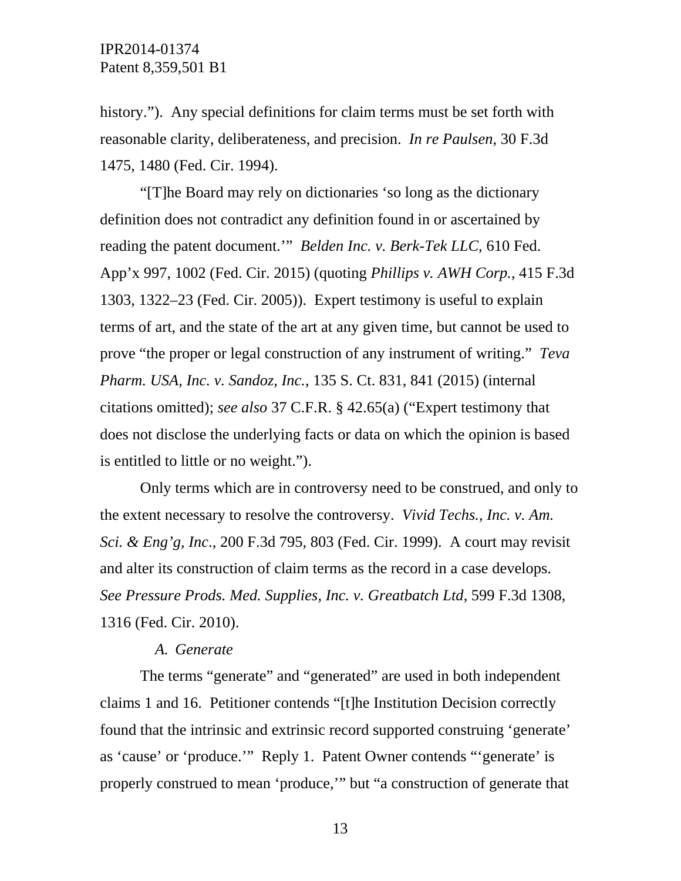history.”). Any special definitions for claim terms must be set forth with reasonable clarity, deliberateness, and precision. *In re Paulsen*, 30 F.3d 1475, 1480 (Fed. Cir. 1994).

“[T]he Board may rely on dictionaries ‘so long as the dictionary definition does not contradict any definition found in or ascertained by reading the patent document.’” *Belden Inc. v. Berk-Tek LLC*, 610 Fed. App’x 997, 1002 (Fed. Cir. 2015) (quoting *Phillips v. AWH Corp.*, 415 F.3d 1303, 1322–23 (Fed. Cir. 2005)). Expert testimony is useful to explain terms of art, and the state of the art at any given time, but cannot be used to prove “the proper or legal construction of any instrument of writing.” *Teva Pharm. USA, Inc. v. Sandoz, Inc.*, 135 S. Ct. 831, 841 (2015) (internal citations omitted); *see also* 37 C.F.R. § 42.65(a) (“Expert testimony that does not disclose the underlying facts or data on which the opinion is based is entitled to little or no weight.”).

Only terms which are in controversy need to be construed, and only to the extent necessary to resolve the controversy. *Vivid Techs., Inc. v. Am. Sci. & Eng’g, Inc.*, 200 F.3d 795, 803 (Fed. Cir. 1999). A court may revisit and alter its construction of claim terms as the record in a case develops. *See Pressure Prods. Med. Supplies, Inc. v. Greatbatch Ltd*, 599 F.3d 1308, 1316 (Fed. Cir. 2010).

### *A. Generate*

The terms “generate” and “generated” are used in both independent claims 1 and 16. Petitioner contends “[t]he Institution Decision correctly found that the intrinsic and extrinsic record supported construing ‘generate’ as ‘cause’ or ‘produce.’” Reply 1. Patent Owner contends “‘generate’ is properly construed to mean ‘produce,’” but “a construction of generate that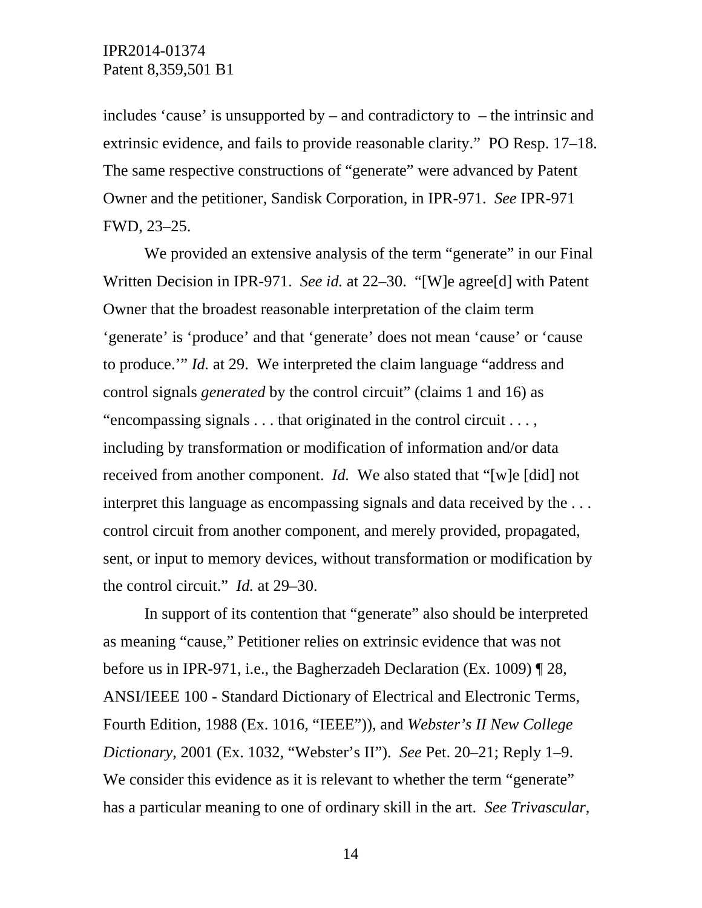includes 'cause' is unsupported by – and contradictory to – the intrinsic and extrinsic evidence, and fails to provide reasonable clarity." PO Resp. 17–18. The same respective constructions of "generate" were advanced by Patent Owner and the petitioner, Sandisk Corporation, in IPR-971. *See* IPR-971 FWD, 23–25.

We provided an extensive analysis of the term "generate" in our Final Written Decision in IPR-971. *See id.* at 22–30. "[W]e agree[d] with Patent Owner that the broadest reasonable interpretation of the claim term 'generate' is 'produce' and that 'generate' does not mean 'cause' or 'cause to produce.'" *Id.* at 29. We interpreted the claim language "address and control signals *generated* by the control circuit" (claims 1 and 16) as "encompassing signals . . . that originated in the control circuit . . . , including by transformation or modification of information and/or data received from another component. *Id.* We also stated that "[w]e [did] not interpret this language as encompassing signals and data received by the . . . control circuit from another component, and merely provided, propagated, sent, or input to memory devices, without transformation or modification by the control circuit." *Id.* at 29–30.

In support of its contention that "generate" also should be interpreted as meaning "cause," Petitioner relies on extrinsic evidence that was not before us in IPR-971, i.e., the Bagherzadeh Declaration (Ex. 1009) ¶ 28, ANSI/IEEE 100 - Standard Dictionary of Electrical and Electronic Terms, Fourth Edition, 1988 (Ex. 1016, "IEEE")), and *Webster's II New College Dictionary*, 2001 (Ex. 1032, "Webster's II"). *See* Pet. 20–21; Reply 1–9. We consider this evidence as it is relevant to whether the term "generate" has a particular meaning to one of ordinary skill in the art. *See Trivascular*,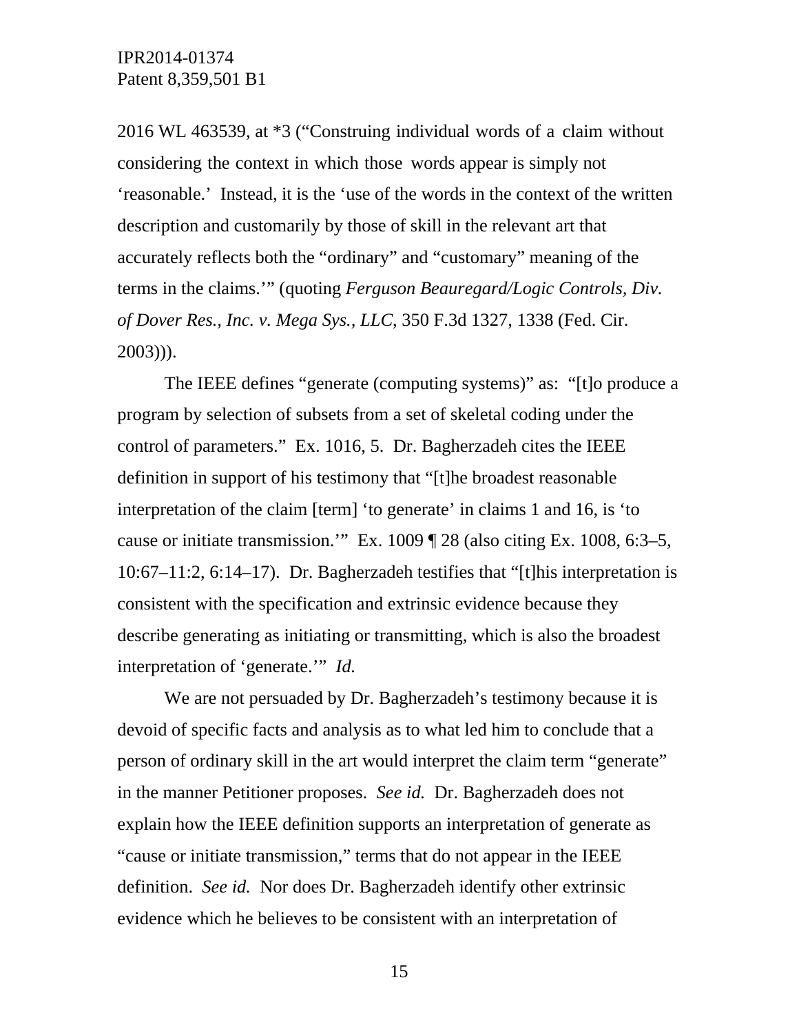2016 WL 463539, at *3 ("Construing individual words of a claim without considering the context in which those words appear is simply not 'reasonable.' Instead, it is the 'use of the words in the context of the written description and customarily by those of skill in the relevant art that accurately reflects both the "ordinary" and "customary" meaning of the terms in the claims.'" (quoting *Ferguson Beauregard/Logic Controls, Div. of Dover Res., Inc. v. Mega Sys., LLC*, 350 F.3d 1327, 1338 (Fed. Cir. 2003))).

The IEEE defines "generate (computing systems)" as: "[t]o produce a program by selection of subsets from a set of skeletal coding under the control of parameters." Ex. 1016, 5. Dr. Bagherzadeh cites the IEEE definition in support of his testimony that "[t]he broadest reasonable interpretation of the claim [term] 'to generate' in claims 1 and 16, is 'to cause or initiate transmission.'" Ex. 1009 ¶ 28 (also citing Ex. 1008, 6:3–5, 10:67–11:2, 6:14–17). Dr. Bagherzadeh testifies that "[t]his interpretation is consistent with the specification and extrinsic evidence because they describe generating as initiating or transmitting, which is also the broadest interpretation of 'generate.'" *Id.*

We are not persuaded by Dr. Bagherzadeh's testimony because it is devoid of specific facts and analysis as to what led him to conclude that a person of ordinary skill in the art would interpret the claim term "generate" in the manner Petitioner proposes. *See id.* Dr. Bagherzadeh does not explain how the IEEE definition supports an interpretation of generate as "cause or initiate transmission," terms that do not appear in the IEEE definition. *See id.* Nor does Dr. Bagherzadeh identify other extrinsic evidence which he believes to be consistent with an interpretation of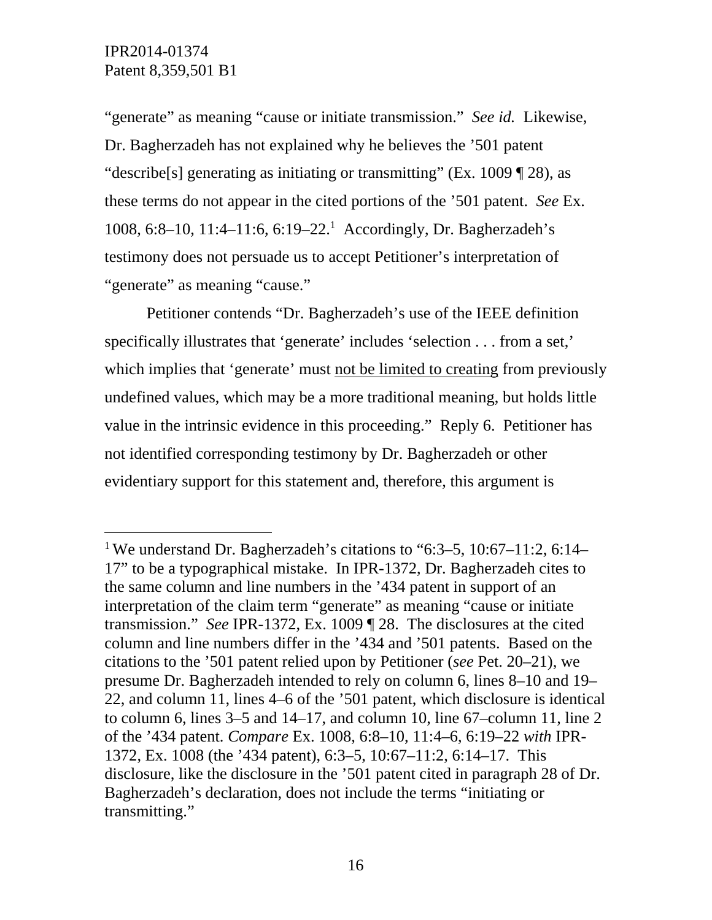"generate" as meaning "cause or initiate transmission." *See id.* Likewise, Dr. Bagherzadeh has not explained why he believes the '501 patent "describe[s] generating as initiating or transmitting" (Ex. 1009 ¶ 28), as these terms do not appear in the cited portions of the '501 patent. *See* Ex. 1008, 6:8–10, 11:4–11:6, 6:19–22.[1] Accordingly, Dr. Bagherzadeh's testimony does not persuade us to accept Petitioner's interpretation of "generate" as meaning "cause."

Petitioner contends "Dr. Bagherzadeh's use of the IEEE definition specifically illustrates that 'generate' includes 'selection . . . from a set,' which implies that 'generate' must <u>not be limited to creating</u> from previously undefined values, which may be a more traditional meaning, but holds little value in the intrinsic evidence in this proceeding." Reply 6. Petitioner has not identified corresponding testimony by Dr. Bagherzadeh or other evidentiary support for this statement and, therefore, this argument is

---

[1] We understand Dr. Bagherzadeh's citations to "6:3–5, 10:67–11:2, 6:14–17" to be a typographical mistake. In IPR-1372, Dr. Bagherzadeh cites to the same column and line numbers in the '434 patent in support of an interpretation of the claim term "generate" as meaning "cause or initiate transmission." *See* IPR-1372, Ex. 1009 ¶ 28. The disclosures at the cited column and line numbers differ in the '434 and '501 patents. Based on the citations to the '501 patent relied upon by Petitioner (*see* Pet. 20–21), we presume Dr. Bagherzadeh intended to rely on column 6, lines 8–10 and 19–22, and column 11, lines 4–6 of the '501 patent, which disclosure is identical to column 6, lines 3–5 and 14–17, and column 10, line 67–column 11, line 2 of the '434 patent. *Compare* Ex. 1008, 6:8–10, 11:4–6, 6:19–22 *with* IPR-1372, Ex. 1008 (the '434 patent), 6:3–5, 10:67–11:2, 6:14–17. This disclosure, like the disclosure in the '501 patent cited in paragraph 28 of Dr. Bagherzadeh's declaration, does not include the terms "initiating or transmitting."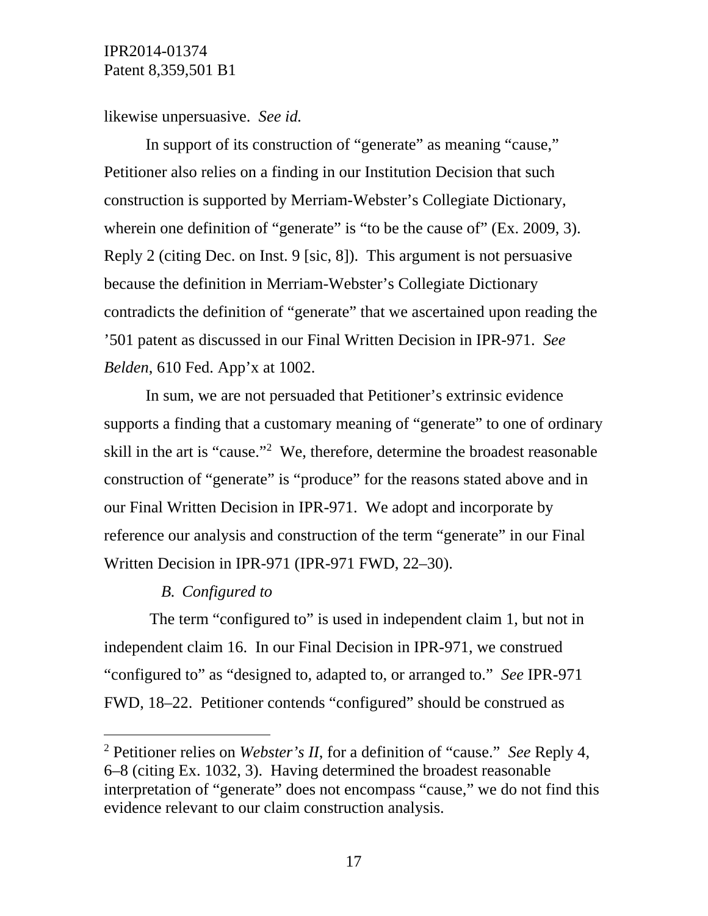likewise unpersuasive. *See id.*

In support of its construction of "generate" as meaning "cause," Petitioner also relies on a finding in our Institution Decision that such construction is supported by Merriam-Webster's Collegiate Dictionary, wherein one definition of "generate" is "to be the cause of" (Ex. 2009, 3). Reply 2 (citing Dec. on Inst. 9 [sic, 8]). This argument is not persuasive because the definition in Merriam-Webster's Collegiate Dictionary contradicts the definition of "generate" that we ascertained upon reading the '501 patent as discussed in our Final Written Decision in IPR-971. *See Belden*, 610 Fed. App'x at 1002.

In sum, we are not persuaded that Petitioner's extrinsic evidence supports a finding that a customary meaning of "generate" to one of ordinary skill in the art is "cause."[2] We, therefore, determine the broadest reasonable construction of "generate" is "produce" for the reasons stated above and in our Final Written Decision in IPR-971. We adopt and incorporate by reference our analysis and construction of the term "generate" in our Final Written Decision in IPR-971 (IPR-971 FWD, 22–30).

### *B. Configured to*

The term "configured to" is used in independent claim 1, but not in independent claim 16. In our Final Decision in IPR-971, we construed "configured to" as "designed to, adapted to, or arranged to." *See* IPR-971 FWD, 18–22. Petitioner contends "configured" should be construed as

---

[2] Petitioner relies on *Webster's II*, for a definition of "cause." *See* Reply 4, 6–8 (citing Ex. 1032, 3). Having determined the broadest reasonable interpretation of "generate" does not encompass "cause," we do not find this evidence relevant to our claim construction analysis.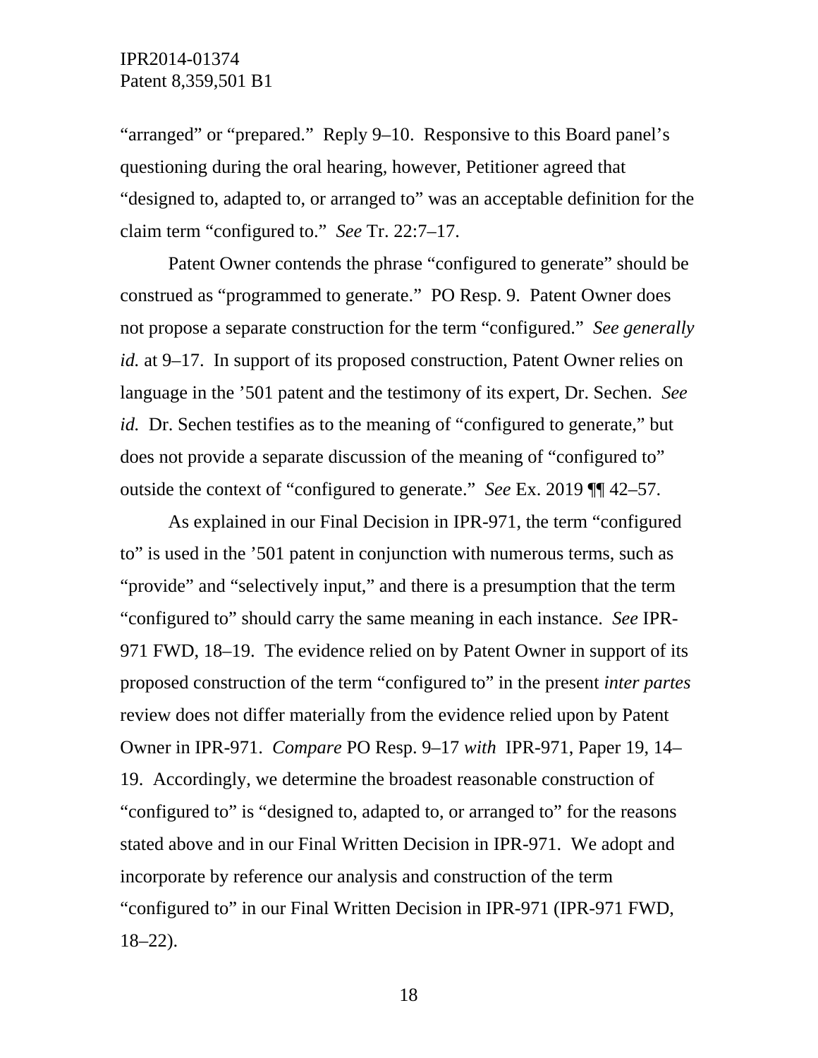"arranged" or "prepared." Reply 9–10. Responsive to this Board panel's questioning during the oral hearing, however, Petitioner agreed that "designed to, adapted to, or arranged to" was an acceptable definition for the claim term "configured to." *See* Tr. 22:7–17.

Patent Owner contends the phrase "configured to generate" should be construed as "programmed to generate." PO Resp. 9. Patent Owner does not propose a separate construction for the term "configured." *See generally id.* at 9–17. In support of its proposed construction, Patent Owner relies on language in the '501 patent and the testimony of its expert, Dr. Sechen. *See id.* Dr. Sechen testifies as to the meaning of "configured to generate," but does not provide a separate discussion of the meaning of "configured to" outside the context of "configured to generate." *See* Ex. 2019 ¶¶ 42–57.

As explained in our Final Decision in IPR-971, the term "configured to" is used in the '501 patent in conjunction with numerous terms, such as "provide" and "selectively input," and there is a presumption that the term "configured to" should carry the same meaning in each instance. *See* IPR-971 FWD, 18–19. The evidence relied on by Patent Owner in support of its proposed construction of the term "configured to" in the present *inter partes* review does not differ materially from the evidence relied upon by Patent Owner in IPR-971. *Compare* PO Resp. 9–17 *with* IPR-971, Paper 19, 14–19. Accordingly, we determine the broadest reasonable construction of "configured to" is "designed to, adapted to, or arranged to" for the reasons stated above and in our Final Written Decision in IPR-971. We adopt and incorporate by reference our analysis and construction of the term "configured to" in our Final Written Decision in IPR-971 (IPR-971 FWD, 18–22).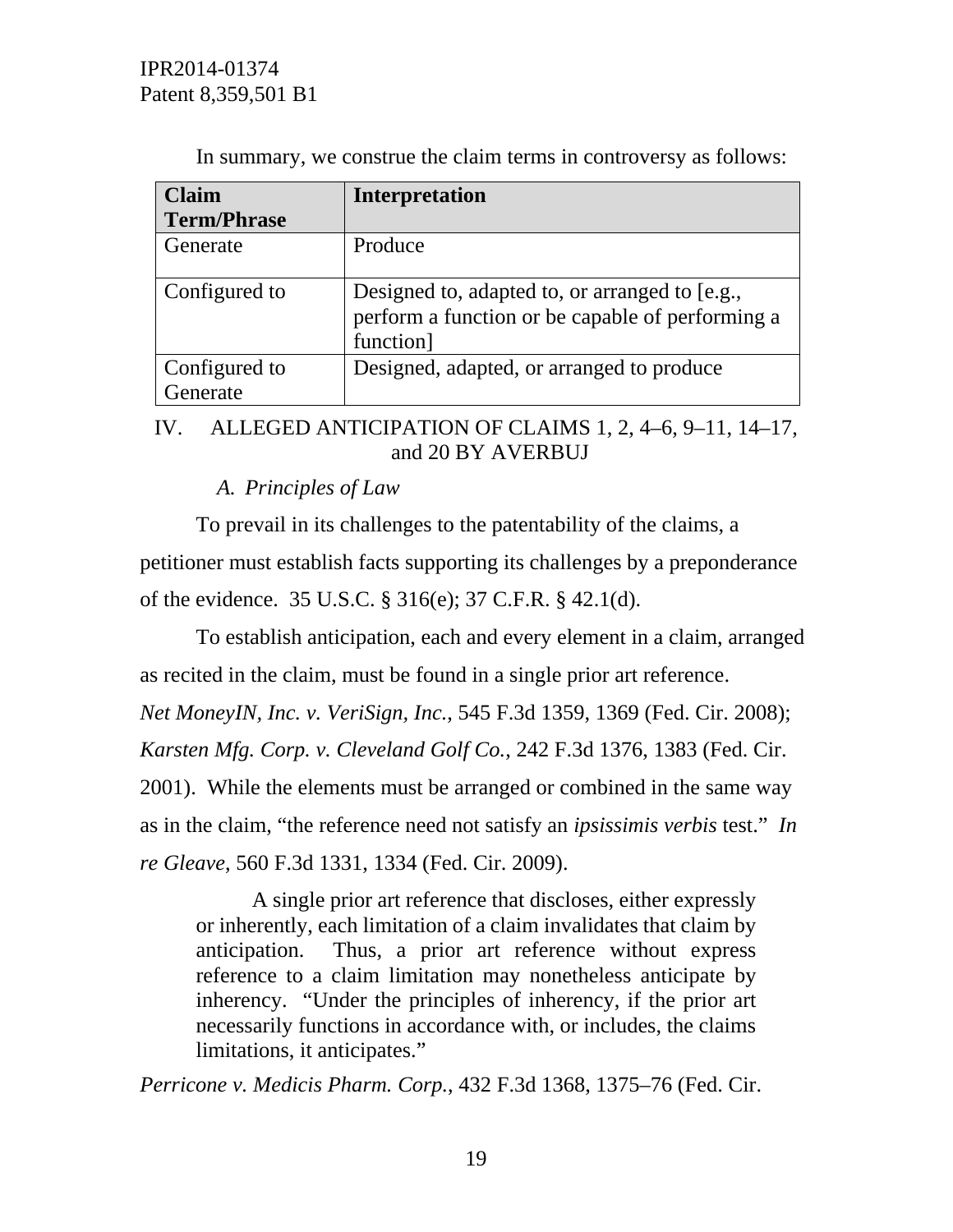In summary, we construe the claim terms in controversy as follows:

| Claim Term/Phrase | Interpretation |
|---|---|
| Generate | Produce |
| Configured to | Designed to, adapted to, or arranged to [e.g., perform a function or be capable of performing a function] |
| Configured to Generate | Designed, adapted, or arranged to produce |

## IV. ALLEGED ANTICIPATION OF CLAIMS 1, 2, 4–6, 9–11, 14–17, and 20 BY AVERBUJ

### *A. Principles of Law*

To prevail in its challenges to the patentability of the claims, a petitioner must establish facts supporting its challenges by a preponderance of the evidence. 35 U.S.C. § 316(e); 37 C.F.R. § 42.1(d).

To establish anticipation, each and every element in a claim, arranged as recited in the claim, must be found in a single prior art reference. *Net MoneyIN, Inc. v. VeriSign, Inc.*, 545 F.3d 1359, 1369 (Fed. Cir. 2008); *Karsten Mfg. Corp. v. Cleveland Golf Co.*, 242 F.3d 1376, 1383 (Fed. Cir. 2001). While the elements must be arranged or combined in the same way as in the claim, "the reference need not satisfy an *ipsissimis verbis* test." *In re Gleave*, 560 F.3d 1331, 1334 (Fed. Cir. 2009).

> A single prior art reference that discloses, either expressly or inherently, each limitation of a claim invalidates that claim by anticipation. Thus, a prior art reference without express reference to a claim limitation may nonetheless anticipate by inherency. "Under the principles of inherency, if the prior art necessarily functions in accordance with, or includes, the claims limitations, it anticipates."

*Perricone v. Medicis Pharm. Corp.*, 432 F.3d 1368, 1375–76 (Fed. Cir.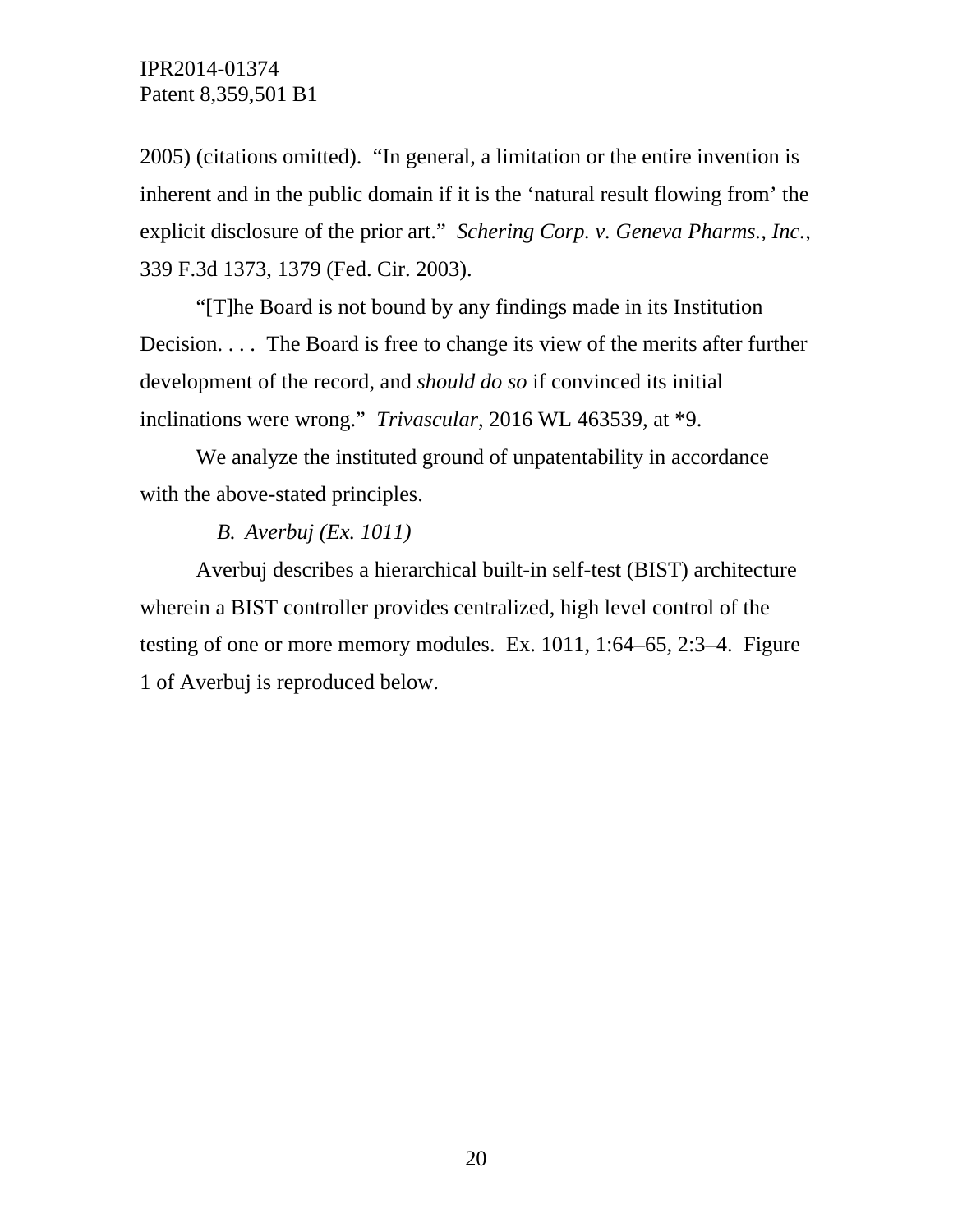2005) (citations omitted). "In general, a limitation or the entire invention is inherent and in the public domain if it is the 'natural result flowing from' the explicit disclosure of the prior art." *Schering Corp. v. Geneva Pharms., Inc.*, 339 F.3d 1373, 1379 (Fed. Cir. 2003).

"[T]he Board is not bound by any findings made in its Institution Decision. . . . The Board is free to change its view of the merits after further development of the record, and *should do so* if convinced its initial inclinations were wrong." *Trivascular*, 2016 WL 463539, at *9.

We analyze the instituted ground of unpatentability in accordance with the above-stated principles.

### *B. Averbuj (Ex. 1011)*

Averbuj describes a hierarchical built-in self-test (BIST) architecture wherein a BIST controller provides centralized, high level control of the testing of one or more memory modules. Ex. 1011, 1:64–65, 2:3–4. Figure 1 of Averbuj is reproduced below.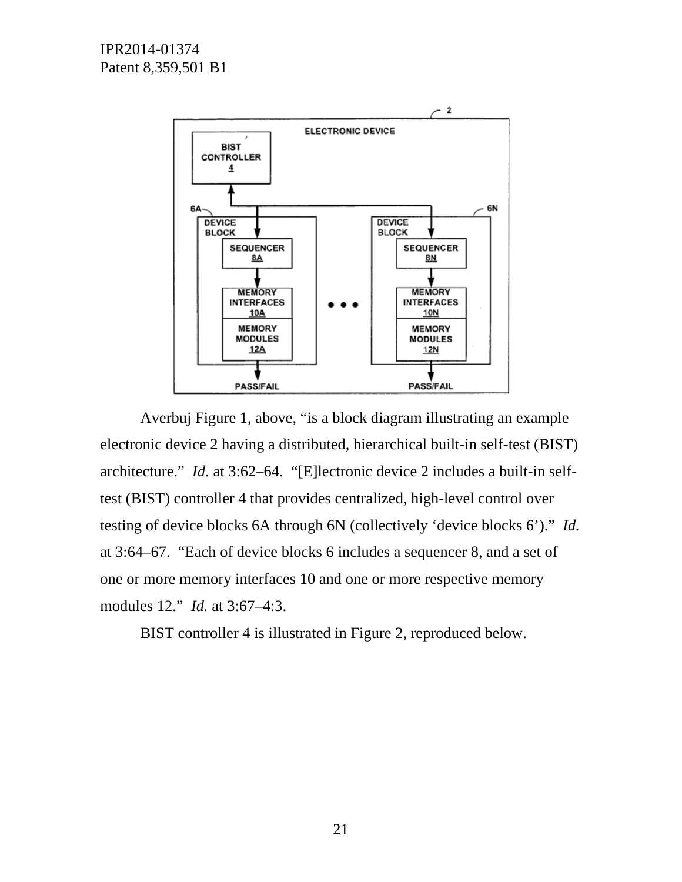Averbuj Figure 1, above, "is a block diagram illustrating an example electronic device 2 having a distributed, hierarchical built-in self-test (BIST) architecture." *Id.* at 3:62–64. "[E]lectronic device 2 includes a built-in self-test (BIST) controller 4 that provides centralized, high-level control over testing of device blocks 6A through 6N (collectively 'device blocks 6')." *Id.* at 3:64–67. "Each of device blocks 6 includes a sequencer 8, and a set of one or more memory interfaces 10 and one or more respective memory modules 12." *Id.* at 3:67–4:3.

BIST controller 4 is illustrated in Figure 2, reproduced below.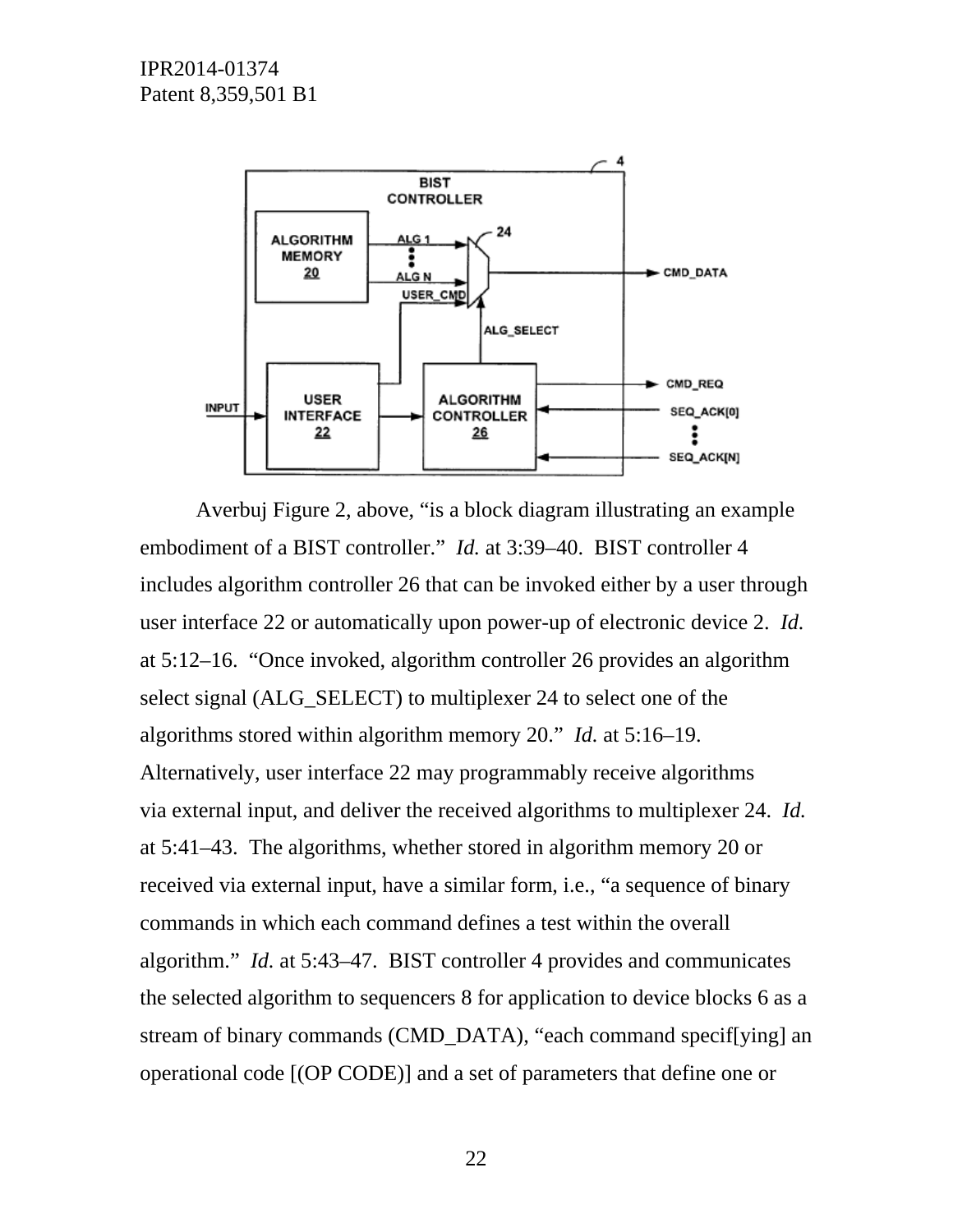Averbuj Figure 2, above, “is a block diagram illustrating an example embodiment of a BIST controller.” *Id.* at 3:39–40. BIST controller 4 includes algorithm controller 26 that can be invoked either by a user through user interface 22 or automatically upon power-up of electronic device 2. *Id.* at 5:12–16. “Once invoked, algorithm controller 26 provides an algorithm select signal (ALG_SELECT) to multiplexer 24 to select one of the algorithms stored within algorithm memory 20.” *Id.* at 5:16–19. Alternatively, user interface 22 may programmably receive algorithms via external input, and deliver the received algorithms to multiplexer 24. *Id.* at 5:41–43. The algorithms, whether stored in algorithm memory 20 or received via external input, have a similar form, i.e., “a sequence of binary commands in which each command defines a test within the overall algorithm.” *Id.* at 5:43–47. BIST controller 4 provides and communicates the selected algorithm to sequencers 8 for application to device blocks 6 as a stream of binary commands (CMD_DATA), “each command specif[ying] an operational code [(OP CODE)] and a set of parameters that define one or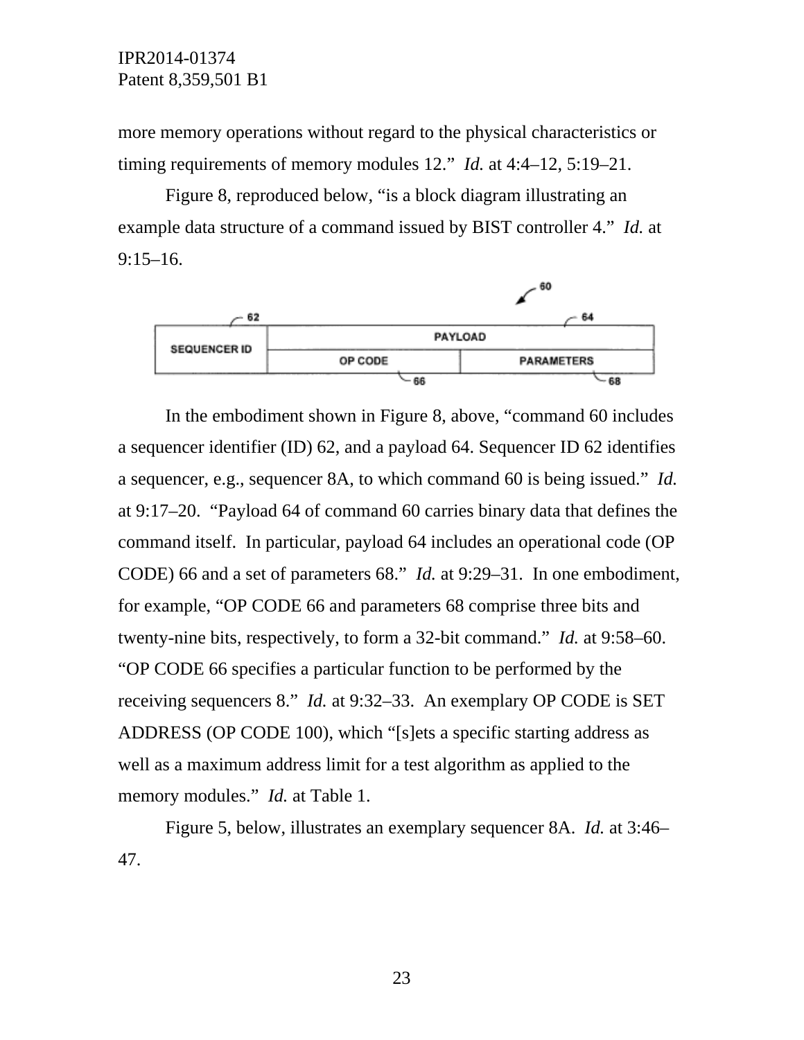more memory operations without regard to the physical characteristics or timing requirements of memory modules 12." *Id.* at 4:4–12, 5:19–21.

Figure 8, reproduced below, "is a block diagram illustrating an example data structure of a command issued by BIST controller 4." *Id.* at 9:15–16.

| SEQUENCER ID (62) | PAYLOAD (64) | |
|---|---|---|
| | OP CODE (66) | PARAMETERS (68) |

In the embodiment shown in Figure 8, above, "command 60 includes a sequencer identifier (ID) 62, and a payload 64. Sequencer ID 62 identifies a sequencer, e.g., sequencer 8A, to which command 60 is being issued." *Id.* at 9:17–20. "Payload 64 of command 60 carries binary data that defines the command itself. In particular, payload 64 includes an operational code (OP CODE) 66 and a set of parameters 68." *Id.* at 9:29–31. In one embodiment, for example, "OP CODE 66 and parameters 68 comprise three bits and twenty-nine bits, respectively, to form a 32-bit command." *Id.* at 9:58–60. "OP CODE 66 specifies a particular function to be performed by the receiving sequencers 8." *Id.* at 9:32–33. An exemplary OP CODE is SET ADDRESS (OP CODE 100), which "[s]ets a specific starting address as well as a maximum address limit for a test algorithm as applied to the memory modules." *Id.* at Table 1.

Figure 5, below, illustrates an exemplary sequencer 8A. *Id.* at 3:46–47.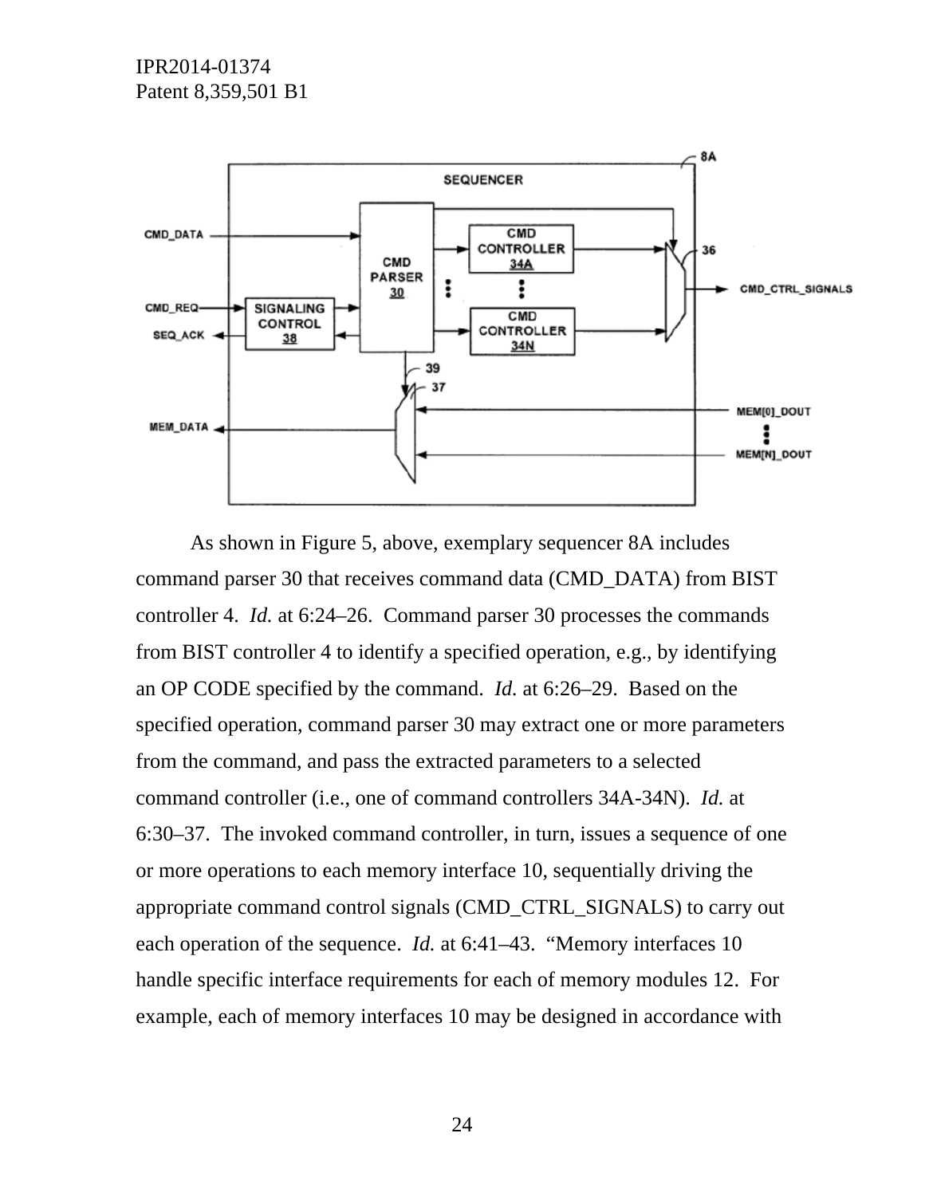As shown in Figure 5, above, exemplary sequencer 8A includes command parser 30 that receives command data (CMD_DATA) from BIST controller 4. *Id.* at 6:24–26. Command parser 30 processes the commands from BIST controller 4 to identify a specified operation, e.g., by identifying an OP CODE specified by the command. *Id.* at 6:26–29. Based on the specified operation, command parser 30 may extract one or more parameters from the command, and pass the extracted parameters to a selected command controller (i.e., one of command controllers 34A-34N). *Id.* at 6:30–37. The invoked command controller, in turn, issues a sequence of one or more operations to each memory interface 10, sequentially driving the appropriate command control signals (CMD_CTRL_SIGNALS) to carry out each operation of the sequence. *Id.* at 6:41–43. "Memory interfaces 10 handle specific interface requirements for each of memory modules 12. For example, each of memory interfaces 10 may be designed in accordance with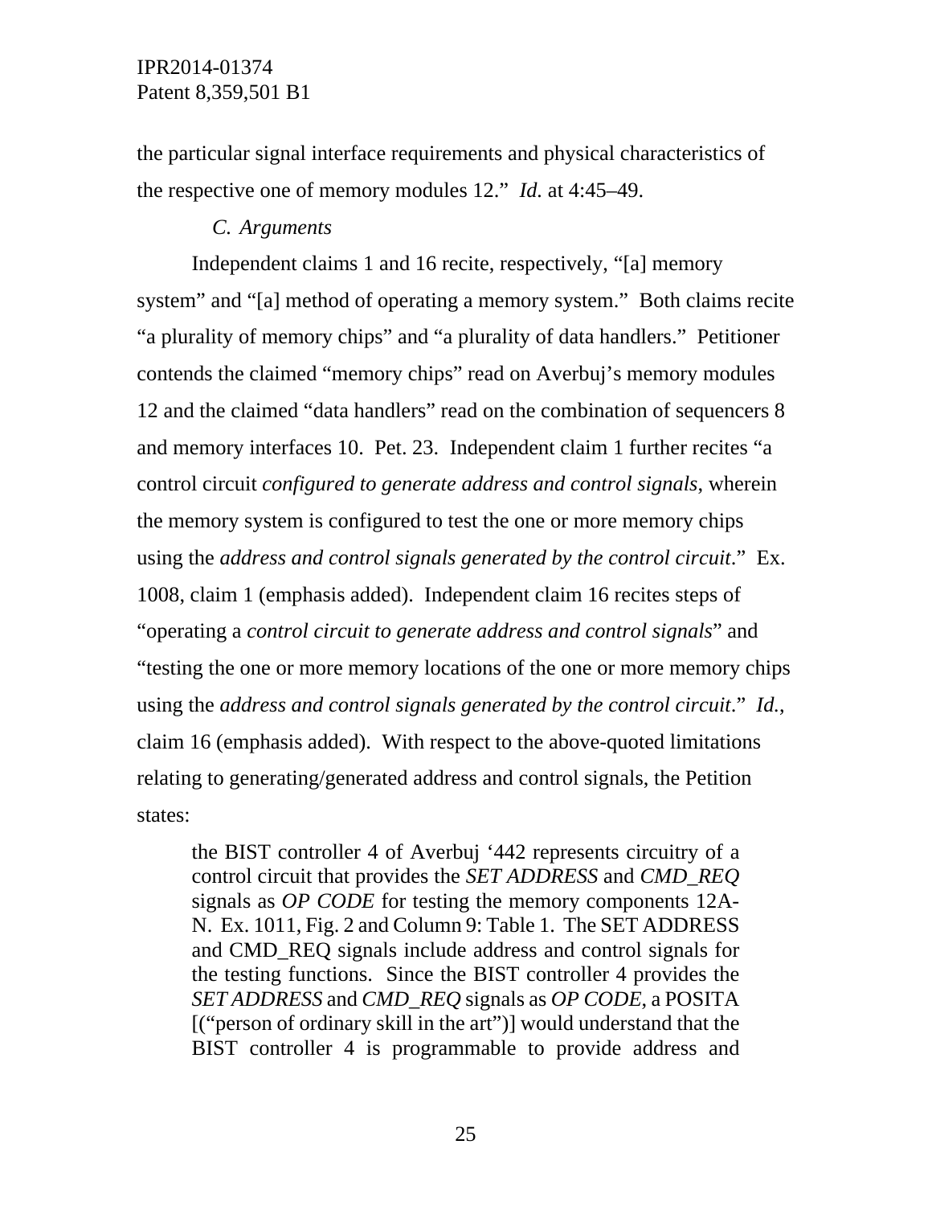the particular signal interface requirements and physical characteristics of the respective one of memory modules 12." *Id.* at 4:45–49.

### *C. Arguments*

Independent claims 1 and 16 recite, respectively, "[a] memory system" and "[a] method of operating a memory system." Both claims recite "a plurality of memory chips" and "a plurality of data handlers." Petitioner contends the claimed "memory chips" read on Averbuj's memory modules 12 and the claimed "data handlers" read on the combination of sequencers 8 and memory interfaces 10. Pet. 23. Independent claim 1 further recites "a control circuit *configured to generate address and control signals*, wherein the memory system is configured to test the one or more memory chips using the *address and control signals generated by the control circuit*." Ex. 1008, claim 1 (emphasis added). Independent claim 16 recites steps of "operating a *control circuit to generate address and control signals*" and "testing the one or more memory locations of the one or more memory chips using the *address and control signals generated by the control circuit*." *Id.*, claim 16 (emphasis added). With respect to the above-quoted limitations relating to generating/generated address and control signals, the Petition states:

> the BIST controller 4 of Averbuj '442 represents circuitry of a control circuit that provides the *SET ADDRESS* and *CMD_REQ* signals as *OP CODE* for testing the memory components 12A-N. Ex. 1011, Fig. 2 and Column 9: Table 1. The SET ADDRESS and CMD_REQ signals include address and control signals for the testing functions. Since the BIST controller 4 provides the *SET ADDRESS* and *CMD_REQ* signals as *OP CODE*, a POSITA [("person of ordinary skill in the art")] would understand that the BIST controller 4 is programmable to provide address and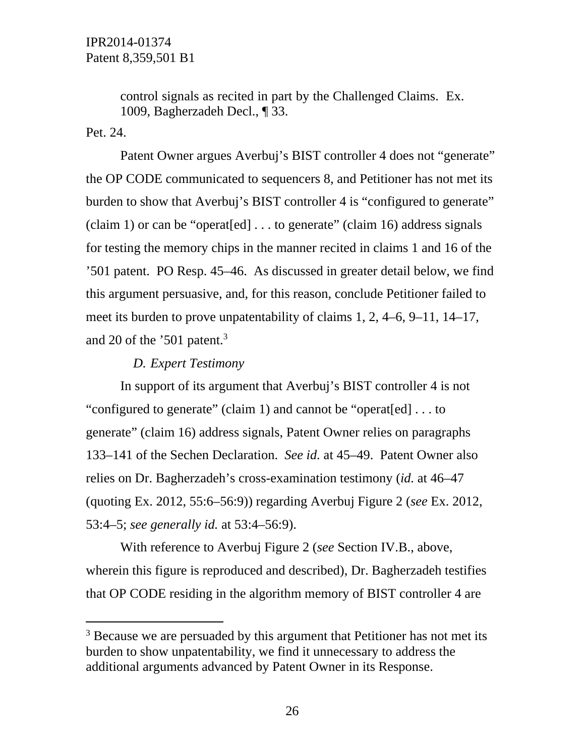> control signals as recited in part by the Challenged Claims. Ex. 1009, Bagherzadeh Decl., ¶ 33.

Pet. 24.

Patent Owner argues Averbuj's BIST controller 4 does not "generate" the OP CODE communicated to sequencers 8, and Petitioner has not met its burden to show that Averbuj's BIST controller 4 is "configured to generate" (claim 1) or can be "operat[ed] . . . to generate" (claim 16) address signals for testing the memory chips in the manner recited in claims 1 and 16 of the '501 patent. PO Resp. 45–46. As discussed in greater detail below, we find this argument persuasive, and, for this reason, conclude Petitioner failed to meet its burden to prove unpatentability of claims 1, 2, 4–6, 9–11, 14–17, and 20 of the '501 patent.[3]

### *D. Expert Testimony*

In support of its argument that Averbuj's BIST controller 4 is not "configured to generate" (claim 1) and cannot be "operat[ed] . . . to generate" (claim 16) address signals, Patent Owner relies on paragraphs 133–141 of the Sechen Declaration. *See id.* at 45–49. Patent Owner also relies on Dr. Bagherzadeh's cross-examination testimony (*id.* at 46–47 (quoting Ex. 2012, 55:6–56:9)) regarding Averbuj Figure 2 (*see* Ex. 2012, 53:4–5; *see generally id.* at 53:4–56:9).

With reference to Averbuj Figure 2 (*see* Section IV.B., above, wherein this figure is reproduced and described), Dr. Bagherzadeh testifies that OP CODE residing in the algorithm memory of BIST controller 4 are

---

[3] Because we are persuaded by this argument that Petitioner has not met its burden to show unpatentability, we find it unnecessary to address the additional arguments advanced by Patent Owner in its Response.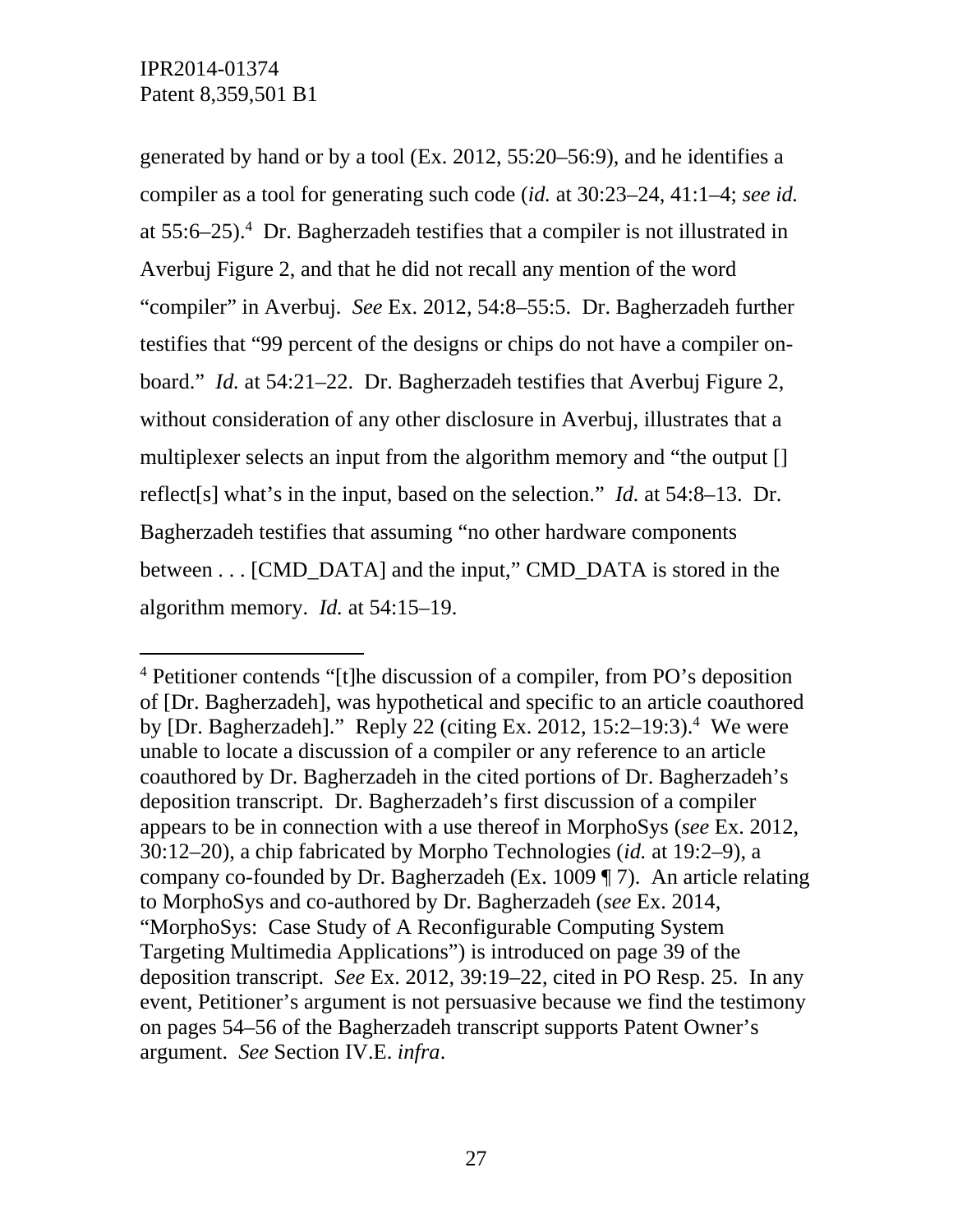generated by hand or by a tool (Ex. 2012, 55:20–56:9), and he identifies a compiler as a tool for generating such code (*id.* at 30:23–24, 41:1–4; *see id.* at 55:6–25).[4] Dr. Bagherzadeh testifies that a compiler is not illustrated in Averbuj Figure 2, and that he did not recall any mention of the word "compiler" in Averbuj. *See* Ex. 2012, 54:8–55:5. Dr. Bagherzadeh further testifies that "99 percent of the designs or chips do not have a compiler on-board." *Id.* at 54:21–22. Dr. Bagherzadeh testifies that Averbuj Figure 2, without consideration of any other disclosure in Averbuj, illustrates that a multiplexer selects an input from the algorithm memory and "the output [] reflect[s] what's in the input, based on the selection." *Id.* at 54:8–13. Dr. Bagherzadeh testifies that assuming "no other hardware components between . . . [CMD_DATA] and the input," CMD_DATA is stored in the algorithm memory. *Id.* at 54:15–19.

---

[4] Petitioner contends "[t]he discussion of a compiler, from PO's deposition of [Dr. Bagherzadeh], was hypothetical and specific to an article coauthored by [Dr. Bagherzadeh]." Reply 22 (citing Ex. 2012, 15:2–19:3).[4] We were unable to locate a discussion of a compiler or any reference to an article coauthored by Dr. Bagherzadeh in the cited portions of Dr. Bagherzadeh's deposition transcript. Dr. Bagherzadeh's first discussion of a compiler appears to be in connection with a use thereof in MorphoSys (*see* Ex. 2012, 30:12–20), a chip fabricated by Morpho Technologies (*id.* at 19:2–9), a company co-founded by Dr. Bagherzadeh (Ex. 1009 ¶ 7). An article relating to MorphoSys and co-authored by Dr. Bagherzadeh (*see* Ex. 2014, "MorphoSys: Case Study of A Reconfigurable Computing System Targeting Multimedia Applications") is introduced on page 39 of the deposition transcript. *See* Ex. 2012, 39:19–22, cited in PO Resp. 25. In any event, Petitioner's argument is not persuasive because we find the testimony on pages 54–56 of the Bagherzadeh transcript supports Patent Owner's argument. *See* Section IV.E. *infra*.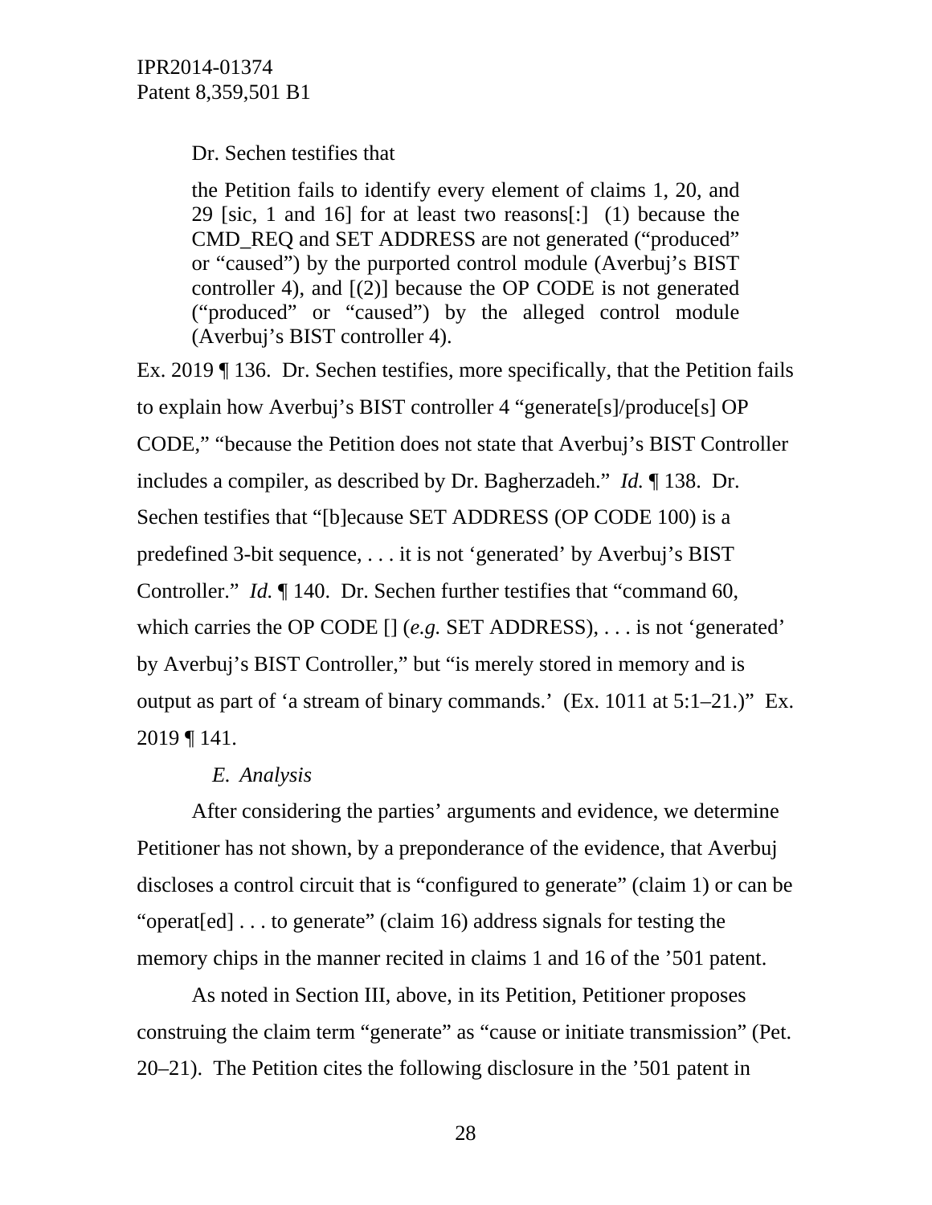Dr. Sechen testifies that

> the Petition fails to identify every element of claims 1, 20, and 29 [sic, 1 and 16] for at least two reasons[:] (1) because the CMD_REQ and SET ADDRESS are not generated ("produced" or "caused") by the purported control module (Averbuj's BIST controller 4), and [(2)] because the OP CODE is not generated ("produced" or "caused") by the alleged control module (Averbuj's BIST controller 4).

Ex. 2019 ¶ 136. Dr. Sechen testifies, more specifically, that the Petition fails to explain how Averbuj's BIST controller 4 "generate[s]/produce[s] OP CODE," "because the Petition does not state that Averbuj's BIST Controller includes a compiler, as described by Dr. Bagherzadeh." *Id.* ¶ 138. Dr. Sechen testifies that "[b]ecause SET ADDRESS (OP CODE 100) is a predefined 3-bit sequence, . . . it is not 'generated' by Averbuj's BIST Controller." *Id.* ¶ 140. Dr. Sechen further testifies that "command 60, which carries the OP CODE [] (*e.g.* SET ADDRESS), . . . is not 'generated' by Averbuj's BIST Controller," but "is merely stored in memory and is output as part of 'a stream of binary commands.' (Ex. 1011 at 5:1–21.)" Ex. 2019 ¶ 141.

### *E. Analysis*

After considering the parties' arguments and evidence, we determine Petitioner has not shown, by a preponderance of the evidence, that Averbuj discloses a control circuit that is "configured to generate" (claim 1) or can be "operat[ed] . . . to generate" (claim 16) address signals for testing the memory chips in the manner recited in claims 1 and 16 of the '501 patent.

As noted in Section III, above, in its Petition, Petitioner proposes construing the claim term "generate" as "cause or initiate transmission" (Pet. 20–21). The Petition cites the following disclosure in the '501 patent in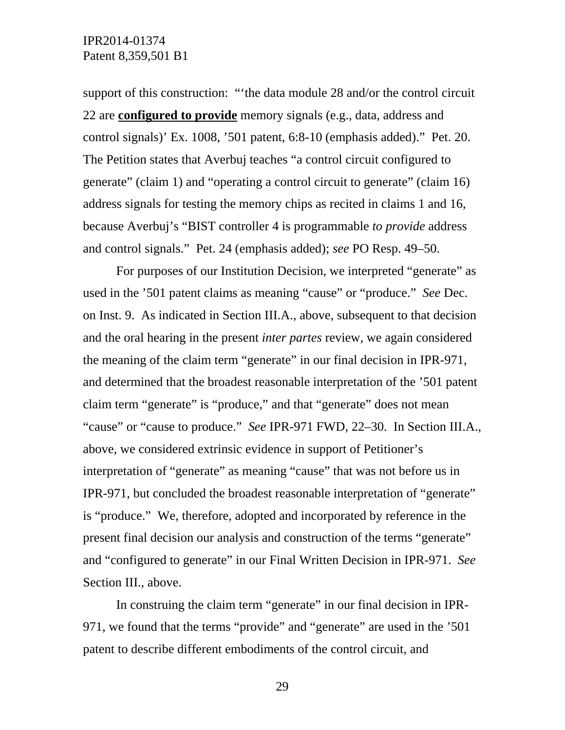support of this construction: "'the data module 28 and/or the control circuit 22 are **configured to provide** memory signals (e.g., data, address and control signals)' Ex. 1008, '501 patent, 6:8-10 (emphasis added)." Pet. 20. The Petition states that Averbuj teaches "a control circuit configured to generate" (claim 1) and "operating a control circuit to generate" (claim 16) address signals for testing the memory chips as recited in claims 1 and 16, because Averbuj's "BIST controller 4 is programmable *to provide* address and control signals." Pet. 24 (emphasis added); *see* PO Resp. 49–50.

For purposes of our Institution Decision, we interpreted "generate" as used in the '501 patent claims as meaning "cause" or "produce." *See* Dec. on Inst. 9. As indicated in Section III.A., above, subsequent to that decision and the oral hearing in the present *inter partes* review, we again considered the meaning of the claim term "generate" in our final decision in IPR-971, and determined that the broadest reasonable interpretation of the '501 patent claim term "generate" is "produce," and that "generate" does not mean "cause" or "cause to produce." *See* IPR-971 FWD, 22–30. In Section III.A., above, we considered extrinsic evidence in support of Petitioner's interpretation of "generate" as meaning "cause" that was not before us in IPR-971, but concluded the broadest reasonable interpretation of "generate" is "produce." We, therefore, adopted and incorporated by reference in the present final decision our analysis and construction of the terms "generate" and "configured to generate" in our Final Written Decision in IPR-971. *See* Section III., above.

In construing the claim term "generate" in our final decision in IPR-971, we found that the terms "provide" and "generate" are used in the '501 patent to describe different embodiments of the control circuit, and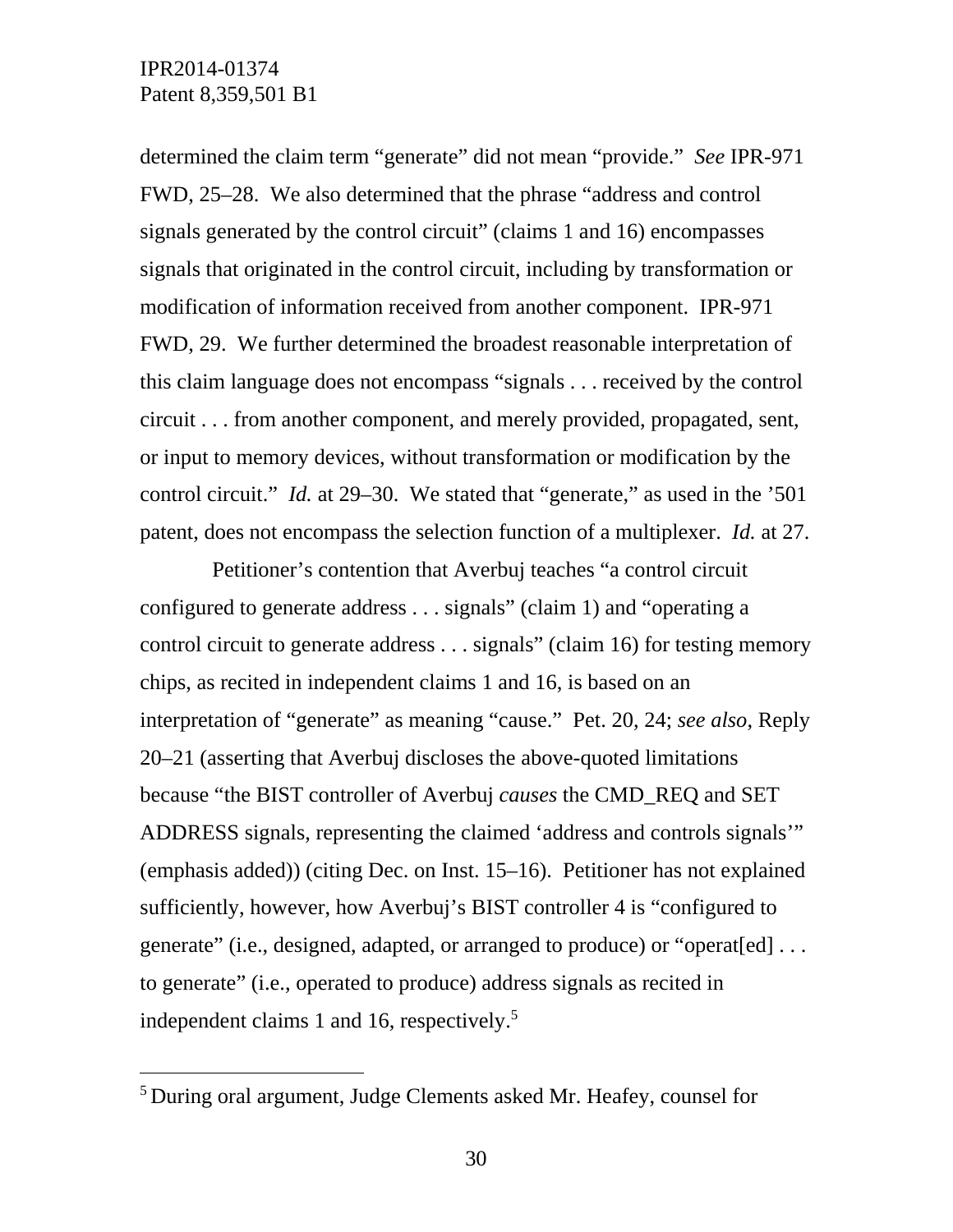determined the claim term "generate" did not mean "provide." *See* IPR-971 FWD, 25–28. We also determined that the phrase "address and control signals generated by the control circuit" (claims 1 and 16) encompasses signals that originated in the control circuit, including by transformation or modification of information received from another component. IPR-971 FWD, 29. We further determined the broadest reasonable interpretation of this claim language does not encompass "signals . . . received by the control circuit . . . from another component, and merely provided, propagated, sent, or input to memory devices, without transformation or modification by the control circuit." *Id.* at 29–30. We stated that "generate," as used in the '501 patent, does not encompass the selection function of a multiplexer. *Id.* at 27.

Petitioner's contention that Averbuj teaches "a control circuit configured to generate address . . . signals" (claim 1) and "operating a control circuit to generate address . . . signals" (claim 16) for testing memory chips, as recited in independent claims 1 and 16, is based on an interpretation of "generate" as meaning "cause." Pet. 20, 24; *see also*, Reply 20–21 (asserting that Averbuj discloses the above-quoted limitations because "the BIST controller of Averbuj *causes* the CMD_REQ and SET ADDRESS signals, representing the claimed 'address and controls signals'" (emphasis added)) (citing Dec. on Inst. 15–16). Petitioner has not explained sufficiently, however, how Averbuj's BIST controller 4 is "configured to generate" (i.e., designed, adapted, or arranged to produce) or "operat[ed] . . . to generate" (i.e., operated to produce) address signals as recited in independent claims 1 and 16, respectively.[5]

[5] During oral argument, Judge Clements asked Mr. Heafey, counsel for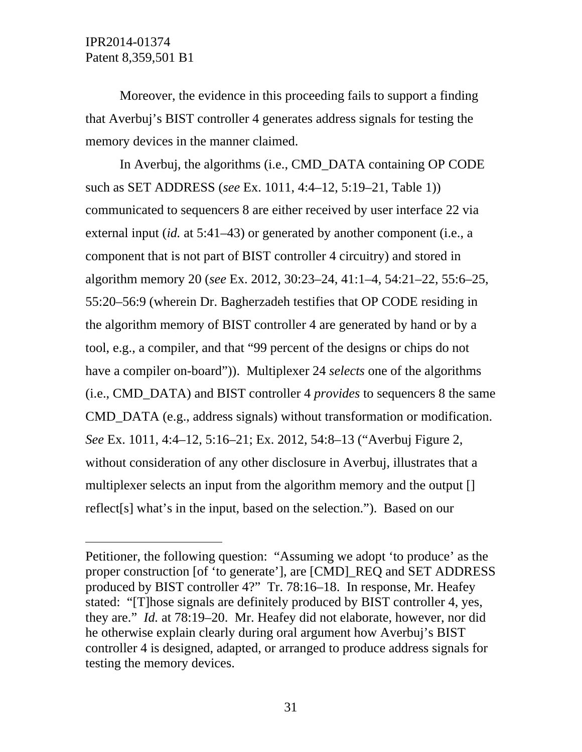Moreover, the evidence in this proceeding fails to support a finding that Averbuj's BIST controller 4 generates address signals for testing the memory devices in the manner claimed.

In Averbuj, the algorithms (i.e., CMD_DATA containing OP CODE such as SET ADDRESS (*see* Ex. 1011, 4:4–12, 5:19–21, Table 1)) communicated to sequencers 8 are either received by user interface 22 via external input (*id.* at 5:41–43) or generated by another component (i.e., a component that is not part of BIST controller 4 circuitry) and stored in algorithm memory 20 (*see* Ex. 2012, 30:23–24, 41:1–4, 54:21–22, 55:6–25, 55:20–56:9 (wherein Dr. Bagherzadeh testifies that OP CODE residing in the algorithm memory of BIST controller 4 are generated by hand or by a tool, e.g., a compiler, and that "99 percent of the designs or chips do not have a compiler on-board")). Multiplexer 24 *selects* one of the algorithms (i.e., CMD_DATA) and BIST controller 4 *provides* to sequencers 8 the same CMD_DATA (e.g., address signals) without transformation or modification. *See* Ex. 1011, 4:4–12, 5:16–21; Ex. 2012, 54:8–13 ("Averbuj Figure 2, without consideration of any other disclosure in Averbuj, illustrates that a multiplexer selects an input from the algorithm memory and the output [] reflect[s] what's in the input, based on the selection."). Based on our

---

Petitioner, the following question: "Assuming we adopt 'to produce' as the proper construction [of 'to generate'], are [CMD]_REQ and SET ADDRESS produced by BIST controller 4?" Tr. 78:16–18. In response, Mr. Heafey stated: "[T]hose signals are definitely produced by BIST controller 4, yes, they are." *Id.* at 78:19–20. Mr. Heafey did not elaborate, however, nor did he otherwise explain clearly during oral argument how Averbuj's BIST controller 4 is designed, adapted, or arranged to produce address signals for testing the memory devices.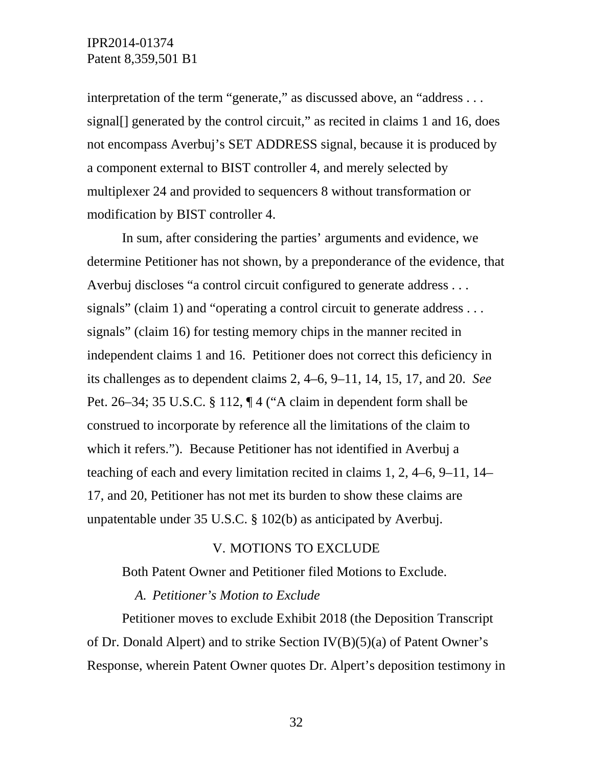interpretation of the term "generate," as discussed above, an "address . . . signal[] generated by the control circuit," as recited in claims 1 and 16, does not encompass Averbuj's SET ADDRESS signal, because it is produced by a component external to BIST controller 4, and merely selected by multiplexer 24 and provided to sequencers 8 without transformation or modification by BIST controller 4.

In sum, after considering the parties' arguments and evidence, we determine Petitioner has not shown, by a preponderance of the evidence, that Averbuj discloses "a control circuit configured to generate address . . . signals" (claim 1) and "operating a control circuit to generate address . . . signals" (claim 16) for testing memory chips in the manner recited in independent claims 1 and 16. Petitioner does not correct this deficiency in its challenges as to dependent claims 2, 4–6, 9–11, 14, 15, 17, and 20. *See* Pet. 26–34; 35 U.S.C. § 112, ¶ 4 ("A claim in dependent form shall be construed to incorporate by reference all the limitations of the claim to which it refers."). Because Petitioner has not identified in Averbuj a teaching of each and every limitation recited in claims 1, 2, 4–6, 9–11, 14–17, and 20, Petitioner has not met its burden to show these claims are unpatentable under 35 U.S.C. § 102(b) as anticipated by Averbuj.

## V. MOTIONS TO EXCLUDE

Both Patent Owner and Petitioner filed Motions to Exclude.

### *A. Petitioner's Motion to Exclude*

Petitioner moves to exclude Exhibit 2018 (the Deposition Transcript of Dr. Donald Alpert) and to strike Section IV(B)(5)(a) of Patent Owner's Response, wherein Patent Owner quotes Dr. Alpert's deposition testimony in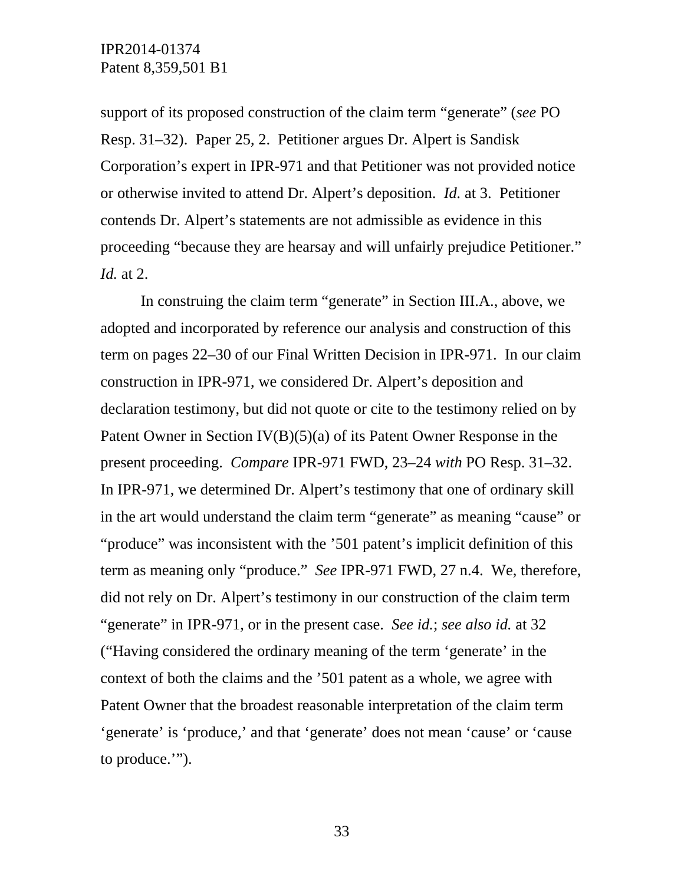support of its proposed construction of the claim term "generate" (*see* PO Resp. 31–32). Paper 25, 2. Petitioner argues Dr. Alpert is Sandisk Corporation's expert in IPR-971 and that Petitioner was not provided notice or otherwise invited to attend Dr. Alpert's deposition. *Id.* at 3. Petitioner contends Dr. Alpert's statements are not admissible as evidence in this proceeding "because they are hearsay and will unfairly prejudice Petitioner." *Id.* at 2.

In construing the claim term "generate" in Section III.A., above, we adopted and incorporated by reference our analysis and construction of this term on pages 22–30 of our Final Written Decision in IPR-971. In our claim construction in IPR-971, we considered Dr. Alpert's deposition and declaration testimony, but did not quote or cite to the testimony relied on by Patent Owner in Section IV(B)(5)(a) of its Patent Owner Response in the present proceeding. *Compare* IPR-971 FWD, 23–24 *with* PO Resp. 31–32. In IPR-971, we determined Dr. Alpert's testimony that one of ordinary skill in the art would understand the claim term "generate" as meaning "cause" or "produce" was inconsistent with the '501 patent's implicit definition of this term as meaning only "produce." *See* IPR-971 FWD, 27 n.4. We, therefore, did not rely on Dr. Alpert's testimony in our construction of the claim term "generate" in IPR-971, or in the present case. *See id.*; *see also id.* at 32 ("Having considered the ordinary meaning of the term 'generate' in the context of both the claims and the '501 patent as a whole, we agree with Patent Owner that the broadest reasonable interpretation of the claim term 'generate' is 'produce,' and that 'generate' does not mean 'cause' or 'cause to produce.'").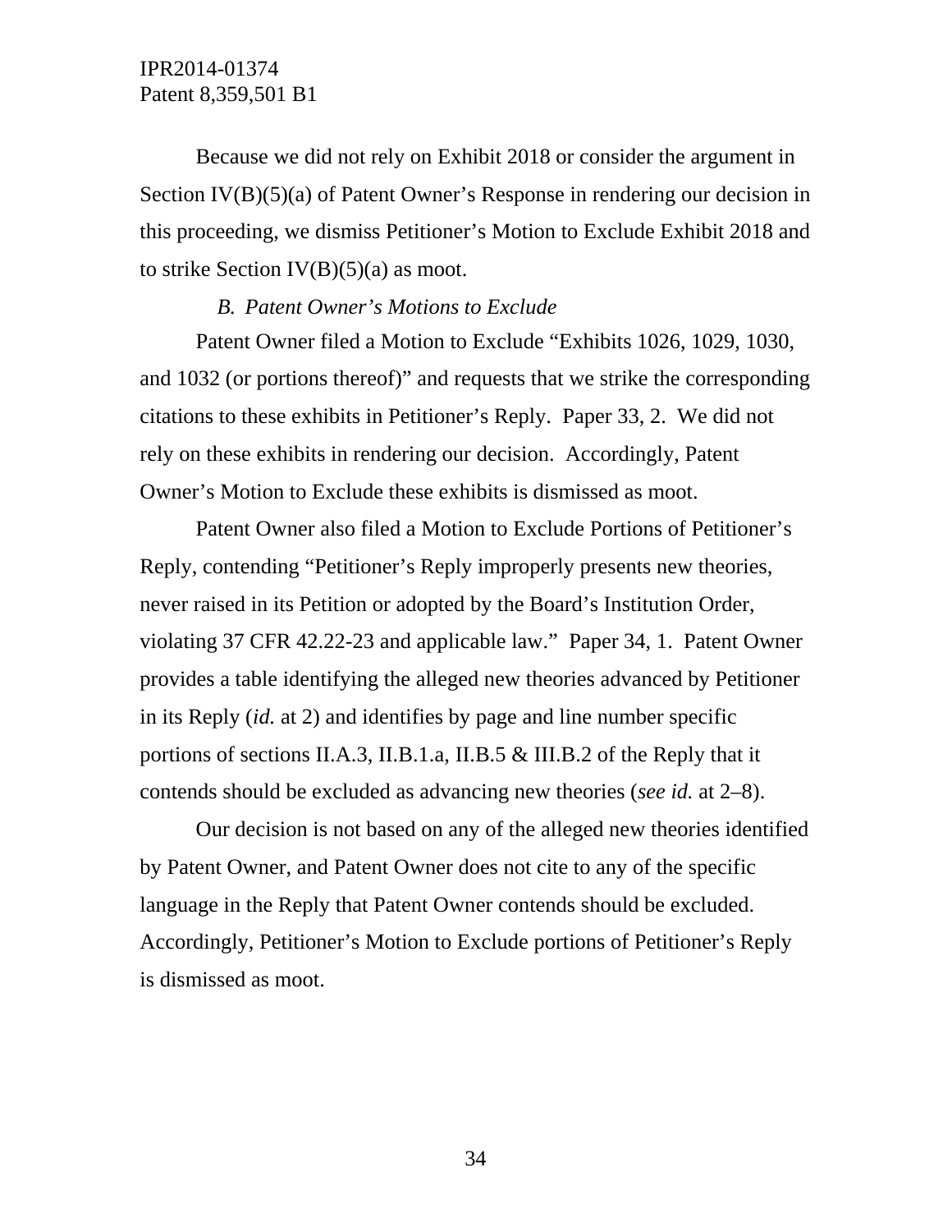Because we did not rely on Exhibit 2018 or consider the argument in Section IV(B)(5)(a) of Patent Owner's Response in rendering our decision in this proceeding, we dismiss Petitioner's Motion to Exclude Exhibit 2018 and to strike Section IV(B)(5)(a) as moot.

### *B. Patent Owner's Motions to Exclude*

Patent Owner filed a Motion to Exclude "Exhibits 1026, 1029, 1030, and 1032 (or portions thereof)" and requests that we strike the corresponding citations to these exhibits in Petitioner's Reply. Paper 33, 2. We did not rely on these exhibits in rendering our decision. Accordingly, Patent Owner's Motion to Exclude these exhibits is dismissed as moot.

Patent Owner also filed a Motion to Exclude Portions of Petitioner's Reply, contending "Petitioner's Reply improperly presents new theories, never raised in its Petition or adopted by the Board's Institution Order, violating 37 CFR 42.22-23 and applicable law." Paper 34, 1. Patent Owner provides a table identifying the alleged new theories advanced by Petitioner in its Reply (*id.* at 2) and identifies by page and line number specific portions of sections II.A.3, II.B.1.a, II.B.5 & III.B.2 of the Reply that it contends should be excluded as advancing new theories (*see id.* at 2–8).

Our decision is not based on any of the alleged new theories identified by Patent Owner, and Patent Owner does not cite to any of the specific language in the Reply that Patent Owner contends should be excluded. Accordingly, Petitioner's Motion to Exclude portions of Petitioner's Reply is dismissed as moot.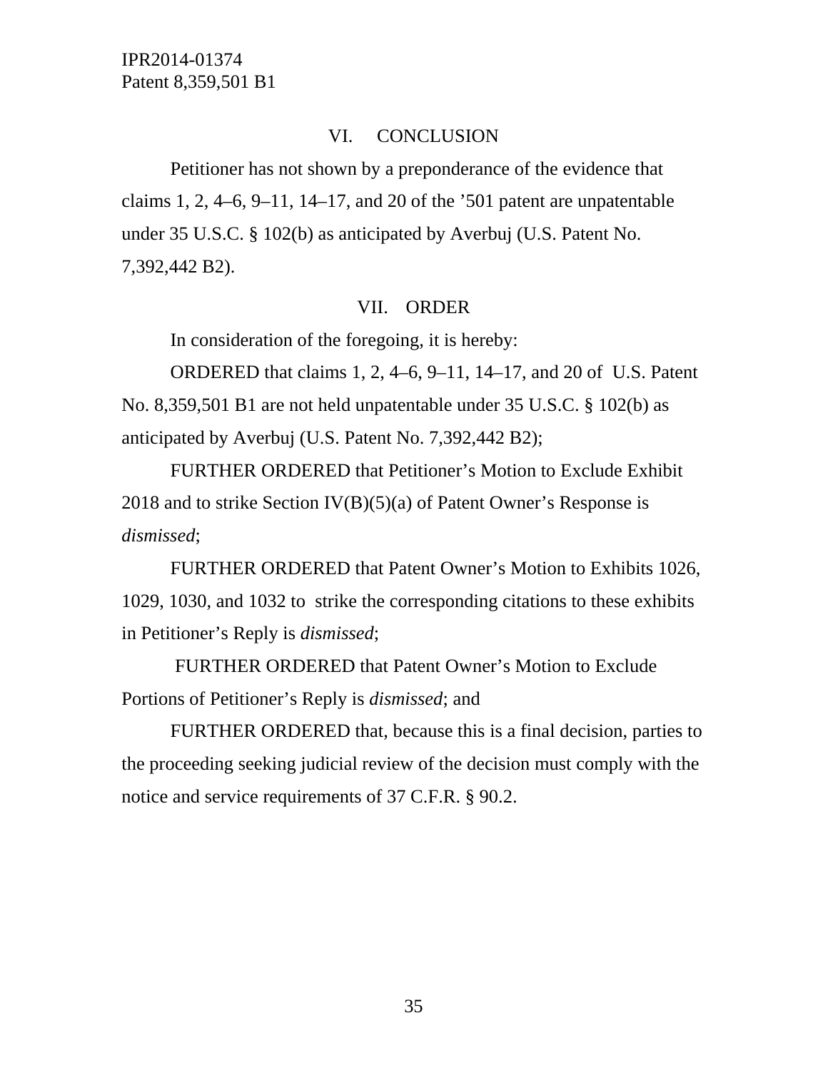## VI. CONCLUSION

Petitioner has not shown by a preponderance of the evidence that claims 1, 2, 4–6, 9–11, 14–17, and 20 of the ’501 patent are unpatentable under 35 U.S.C. § 102(b) as anticipated by Averbuj (U.S. Patent No. 7,392,442 B2).

## VII. ORDER

In consideration of the foregoing, it is hereby:

ORDERED that claims 1, 2, 4–6, 9–11, 14–17, and 20 of U.S. Patent No. 8,359,501 B1 are not held unpatentable under 35 U.S.C. § 102(b) as anticipated by Averbuj (U.S. Patent No. 7,392,442 B2);

FURTHER ORDERED that Petitioner’s Motion to Exclude Exhibit 2018 and to strike Section IV(B)(5)(a) of Patent Owner’s Response is *dismissed*;

FURTHER ORDERED that Patent Owner’s Motion to Exhibits 1026, 1029, 1030, and 1032 to strike the corresponding citations to these exhibits in Petitioner’s Reply is *dismissed*;

FURTHER ORDERED that Patent Owner’s Motion to Exclude Portions of Petitioner’s Reply is *dismissed*; and

FURTHER ORDERED that, because this is a final decision, parties to the proceeding seeking judicial review of the decision must comply with the notice and service requirements of 37 C.F.R. § 90.2.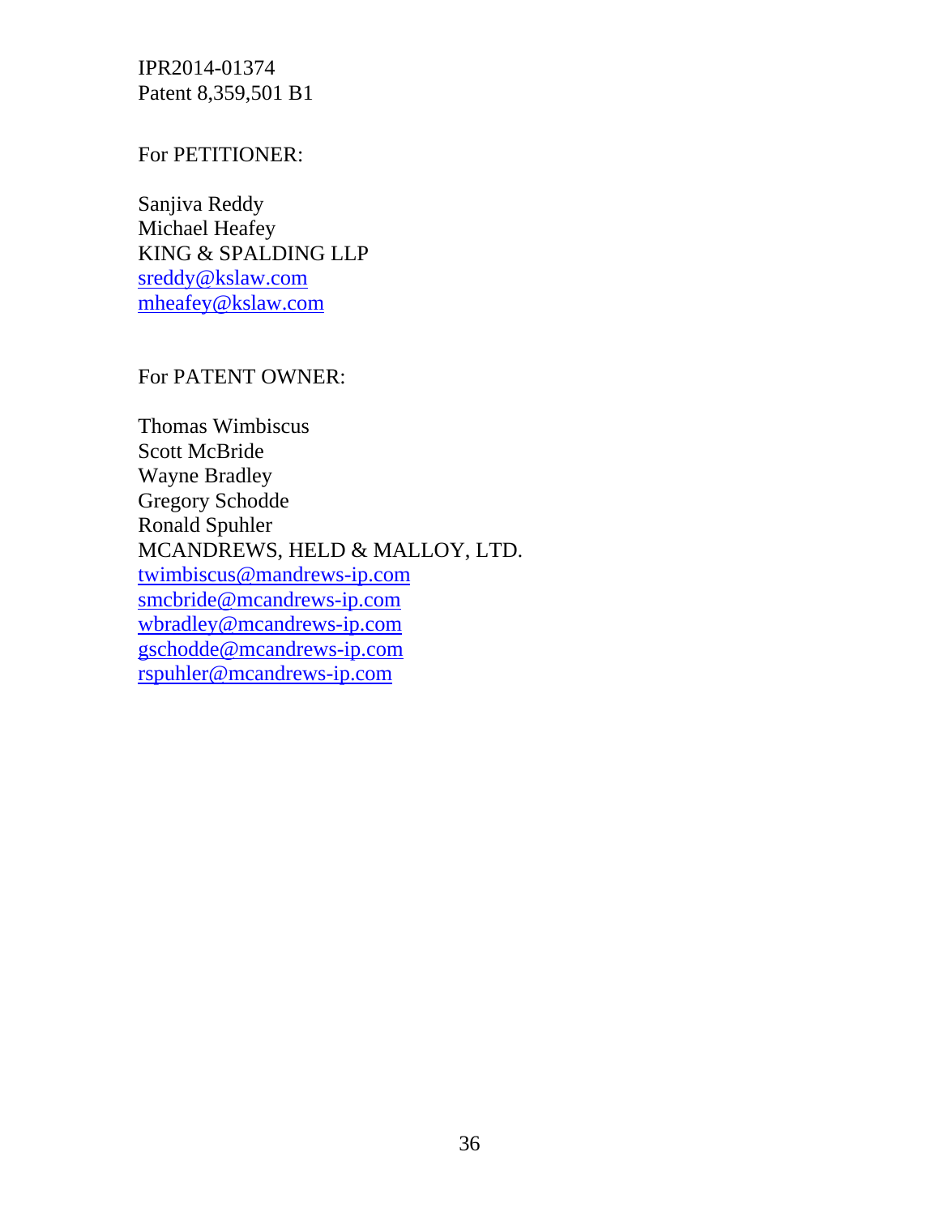IPR2014-01374
Patent 8,359,501 B1

For PETITIONER:

Sanjiva Reddy
Michael Heafey
KING & SPALDING LLP
sreddy@kslaw.com
mheafey@kslaw.com

For PATENT OWNER:

Thomas Wimbiscus
Scott McBride
Wayne Bradley
Gregory Schodde
Ronald Spuhler
MCANDREWS, HELD & MALLOY, LTD.
twimbiscus@mandrews-ip.com
smcbride@mcandrews-ip.com
wbradley@mcandrews-ip.com
gschodde@mcandrews-ip.com
rspuhler@mcandrews-ip.com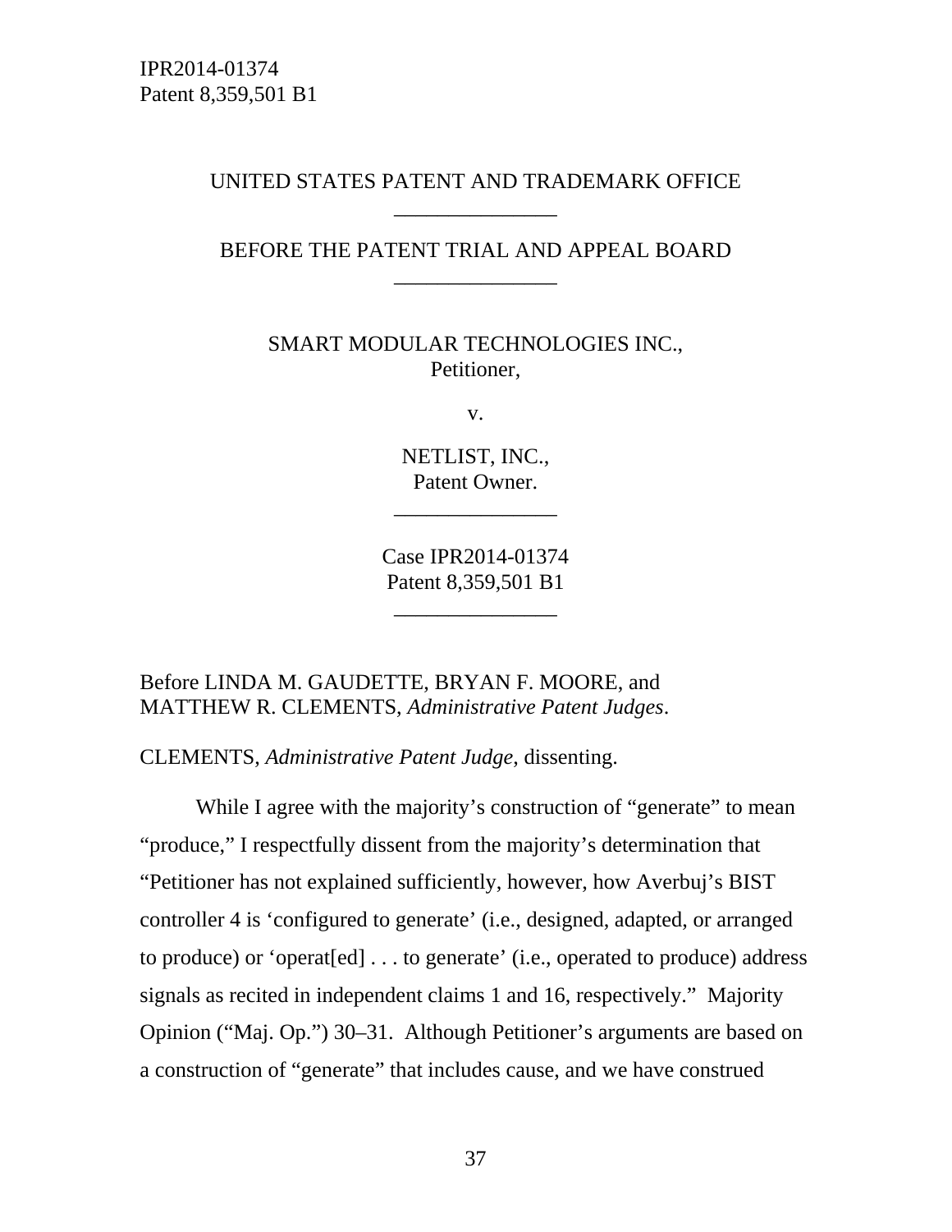UNITED STATES PATENT AND TRADEMARK OFFICE

---

BEFORE THE PATENT TRIAL AND APPEAL BOARD

---

SMART MODULAR TECHNOLOGIES INC.,
Petitioner,

v.

NETLIST, INC.,
Patent Owner.

---

Case IPR2014-01374
Patent 8,359,501 B1

---

Before LINDA M. GAUDETTE, BRYAN F. MOORE, and MATTHEW R. CLEMENTS, *Administrative Patent Judges*.

CLEMENTS, *Administrative Patent Judge*, dissenting.

While I agree with the majority's construction of "generate" to mean "produce," I respectfully dissent from the majority's determination that "Petitioner has not explained sufficiently, however, how Averbuj's BIST controller 4 is 'configured to generate' (i.e., designed, adapted, or arranged to produce) or 'operat[ed] . . . to generate' (i.e., operated to produce) address signals as recited in independent claims 1 and 16, respectively." Majority Opinion ("Maj. Op.") 30–31. Although Petitioner's arguments are based on a construction of "generate" that includes cause, and we have construed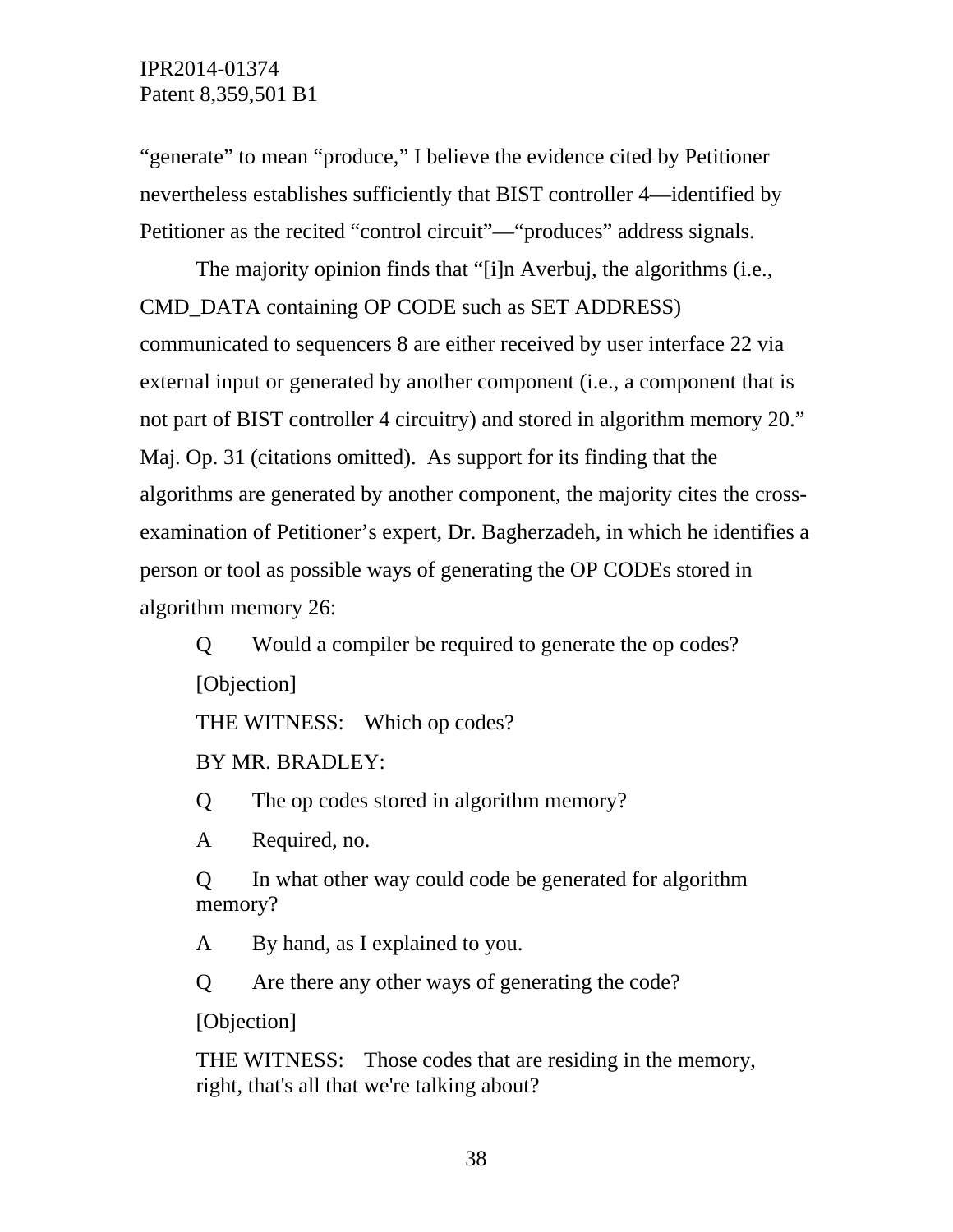"generate" to mean "produce," I believe the evidence cited by Petitioner nevertheless establishes sufficiently that BIST controller 4—identified by Petitioner as the recited "control circuit"—"produces" address signals.

The majority opinion finds that "[i]n Averbuj, the algorithms (i.e., CMD_DATA containing OP CODE such as SET ADDRESS) communicated to sequencers 8 are either received by user interface 22 via external input or generated by another component (i.e., a component that is not part of BIST controller 4 circuitry) and stored in algorithm memory 20." Maj. Op. 31 (citations omitted). As support for its finding that the algorithms are generated by another component, the majority cites the cross-examination of Petitioner's expert, Dr. Bagherzadeh, in which he identifies a person or tool as possible ways of generating the OP CODEs stored in algorithm memory 26:

> Q Would a compiler be required to generate the op codes?
>
> [Objection]
>
> THE WITNESS: Which op codes?
>
> BY MR. BRADLEY:
>
> Q The op codes stored in algorithm memory?
>
> A Required, no.
>
> Q In what other way could code be generated for algorithm memory?
>
> A By hand, as I explained to you.
>
> Q Are there any other ways of generating the code?
>
> [Objection]
>
> THE WITNESS: Those codes that are residing in the memory, right, that's all that we're talking about?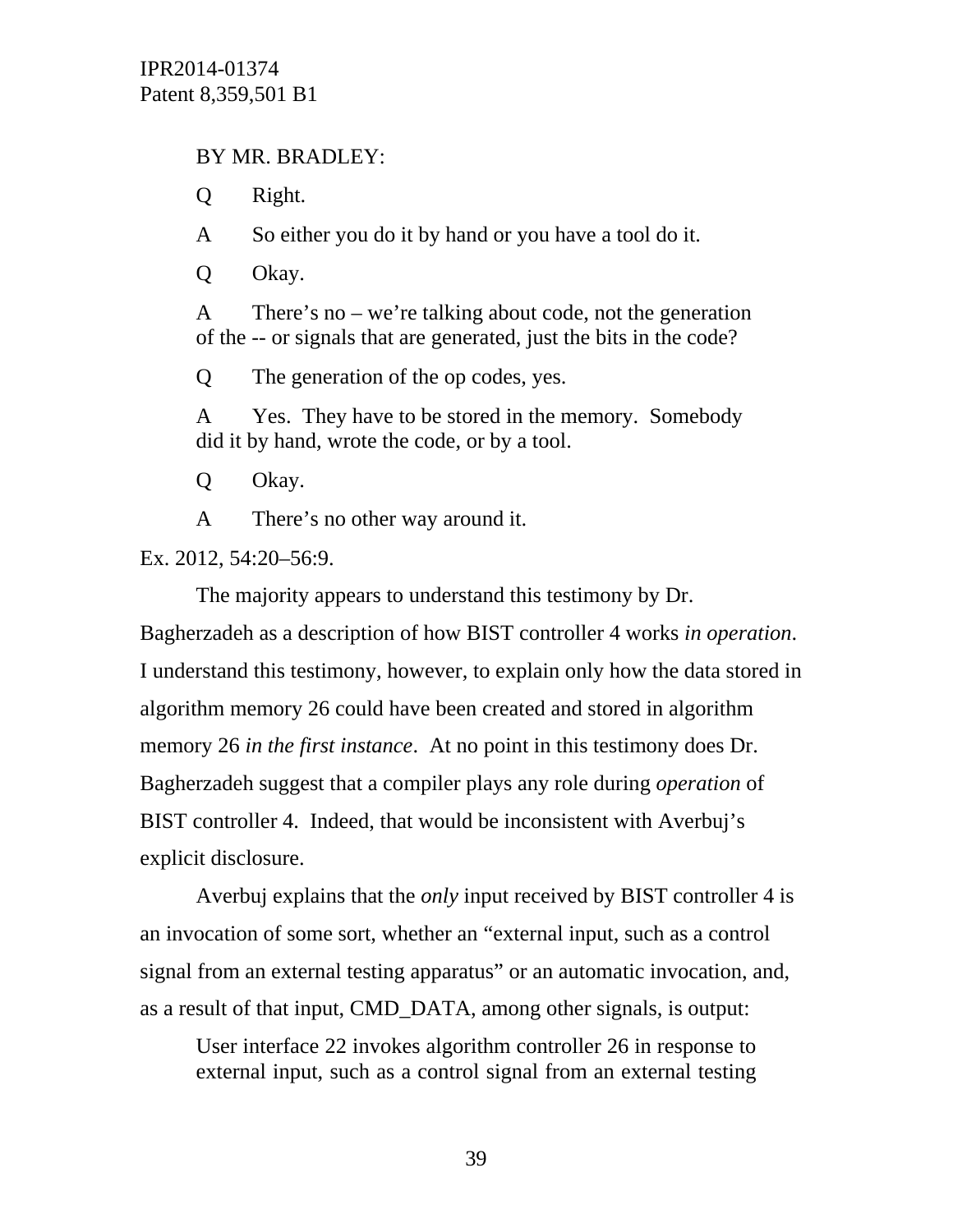BY MR. BRADLEY:

Q Right.

A So either you do it by hand or you have a tool do it.

Q Okay.

A There's no – we're talking about code, not the generation of the -- or signals that are generated, just the bits in the code?

Q The generation of the op codes, yes.

A Yes. They have to be stored in the memory. Somebody did it by hand, wrote the code, or by a tool.

Q Okay.

A There's no other way around it.

Ex. 2012, 54:20–56:9.

The majority appears to understand this testimony by Dr. Bagherzadeh as a description of how BIST controller 4 works *in operation*. I understand this testimony, however, to explain only how the data stored in algorithm memory 26 could have been created and stored in algorithm memory 26 *in the first instance*. At no point in this testimony does Dr. Bagherzadeh suggest that a compiler plays any role during *operation* of BIST controller 4. Indeed, that would be inconsistent with Averbuj's explicit disclosure.

Averbuj explains that the *only* input received by BIST controller 4 is an invocation of some sort, whether an "external input, such as a control signal from an external testing apparatus" or an automatic invocation, and, as a result of that input, CMD_DATA, among other signals, is output:

> User interface 22 invokes algorithm controller 26 in response to external input, such as a control signal from an external testing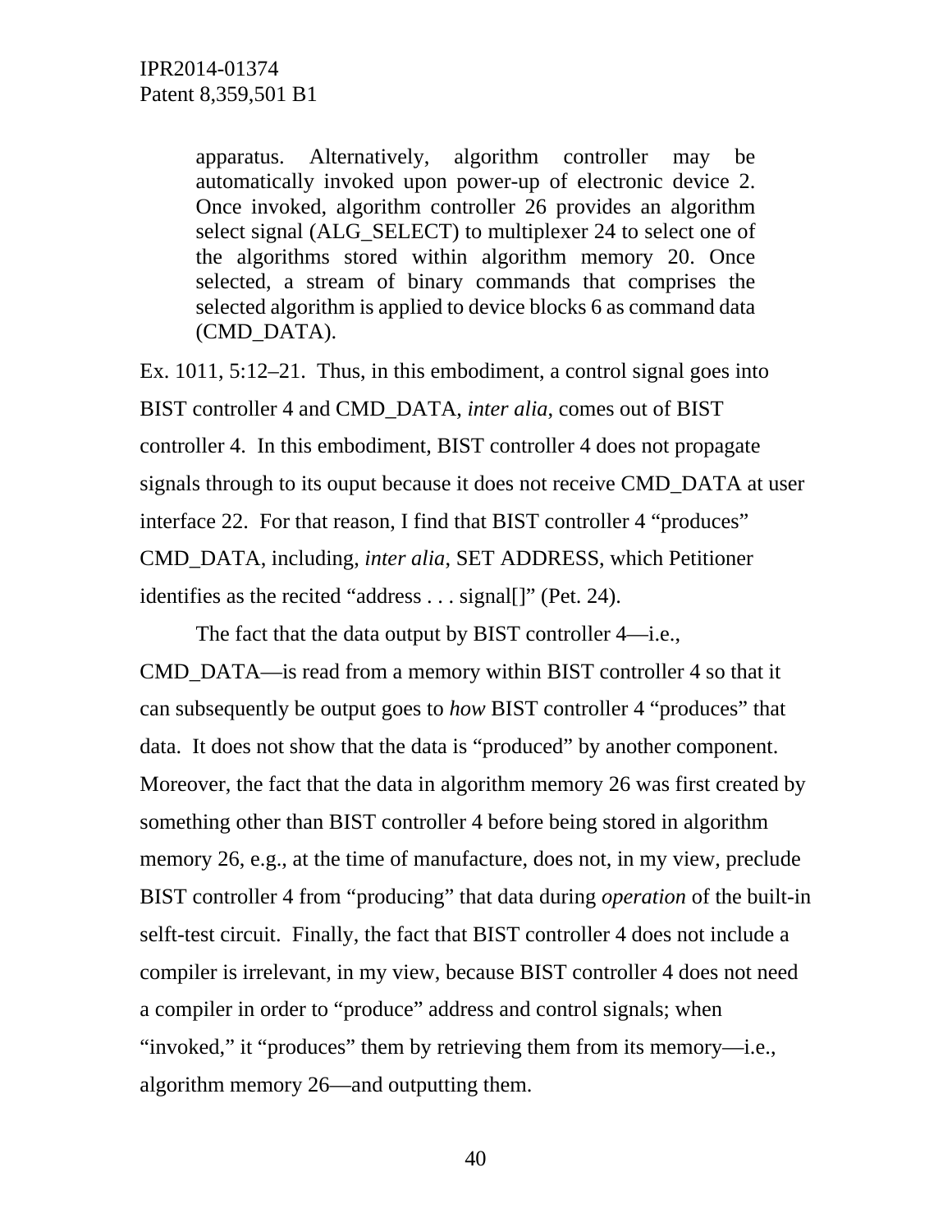> apparatus. Alternatively, algorithm controller may be automatically invoked upon power-up of electronic device 2. Once invoked, algorithm controller 26 provides an algorithm select signal (ALG_SELECT) to multiplexer 24 to select one of the algorithms stored within algorithm memory 20. Once selected, a stream of binary commands that comprises the selected algorithm is applied to device blocks 6 as command data (CMD_DATA).

Ex. 1011, 5:12–21. Thus, in this embodiment, a control signal goes into BIST controller 4 and CMD_DATA, *inter alia*, comes out of BIST controller 4. In this embodiment, BIST controller 4 does not propagate signals through to its ouput because it does not receive CMD_DATA at user interface 22. For that reason, I find that BIST controller 4 "produces" CMD_DATA, including, *inter alia*, SET ADDRESS, which Petitioner identifies as the recited "address . . . signal[]" (Pet. 24).

The fact that the data output by BIST controller 4—i.e., CMD_DATA—is read from a memory within BIST controller 4 so that it can subsequently be output goes to *how* BIST controller 4 "produces" that data. It does not show that the data is "produced" by another component. Moreover, the fact that the data in algorithm memory 26 was first created by something other than BIST controller 4 before being stored in algorithm memory 26, e.g., at the time of manufacture, does not, in my view, preclude BIST controller 4 from "producing" that data during *operation* of the built-in selft-test circuit. Finally, the fact that BIST controller 4 does not include a compiler is irrelevant, in my view, because BIST controller 4 does not need a compiler in order to "produce" address and control signals; when "invoked," it "produces" them by retrieving them from its memory—i.e., algorithm memory 26—and outputting them.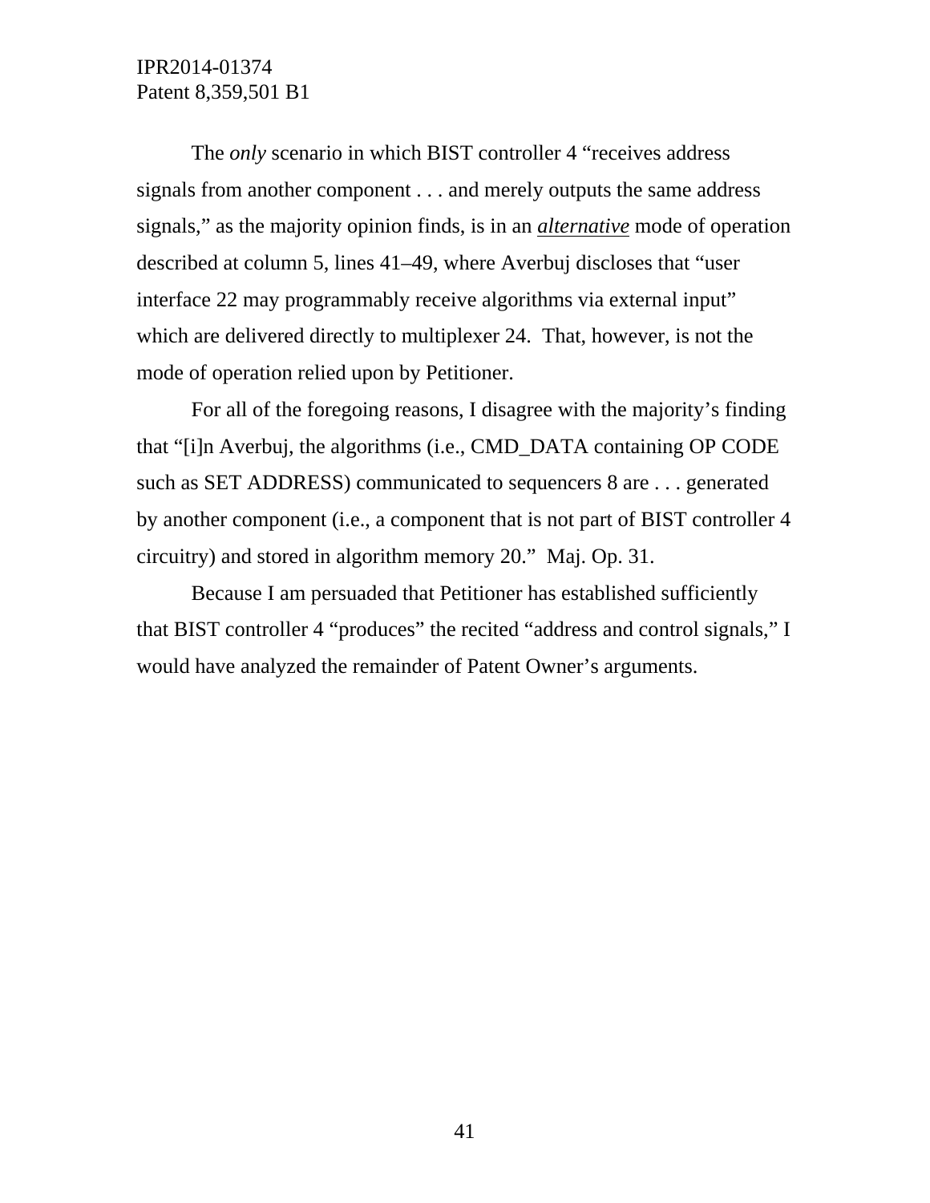The *only* scenario in which BIST controller 4 “receives address signals from another component . . . and merely outputs the same address signals,” as the majority opinion finds, is in an ***alternative*** mode of operation described at column 5, lines 41–49, where Averbuj discloses that “user interface 22 may programmably receive algorithms via external input” which are delivered directly to multiplexer 24. That, however, is not the mode of operation relied upon by Petitioner.

For all of the foregoing reasons, I disagree with the majority’s finding that “[i]n Averbuj, the algorithms (i.e., CMD_DATA containing OP CODE such as SET ADDRESS) communicated to sequencers 8 are . . . generated by another component (i.e., a component that is not part of BIST controller 4 circuitry) and stored in algorithm memory 20.” Maj. Op. 31.

Because I am persuaded that Petitioner has established sufficiently that BIST controller 4 “produces” the recited “address and control signals,” I would have analyzed the remainder of Patent Owner’s arguments.